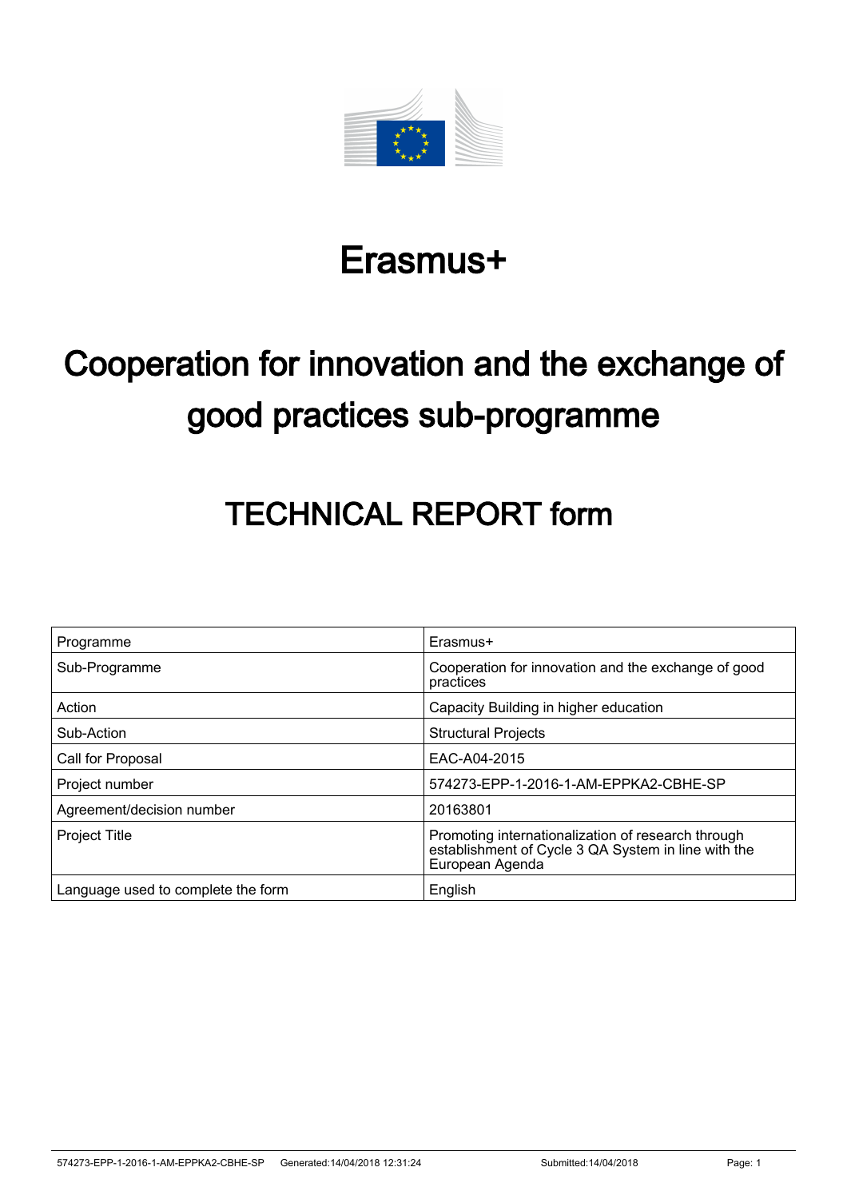# Erasmus+

# Cooperation for innovation and the exchange of good practices sub-programme

## TECHNICAL REPORT form

| Programme | Erasmus+ |
|---|---|
| Sub-Programme | Cooperation for innovation and the exchange of good practices |
| Action | Capacity Building in higher education |
| Sub-Action | Structural Projects |
| Call for Proposal | EAC-A04-2015 |
| Project number | 574273-EPP-1-2016-1-AM-EPPKA2-CBHE-SP |
| Agreement/decision number | 20163801 |
| Project Title | Promoting internationalization of research through establishment of Cycle 3 QA System in line with the European Agenda |
| Language used to complete the form | English |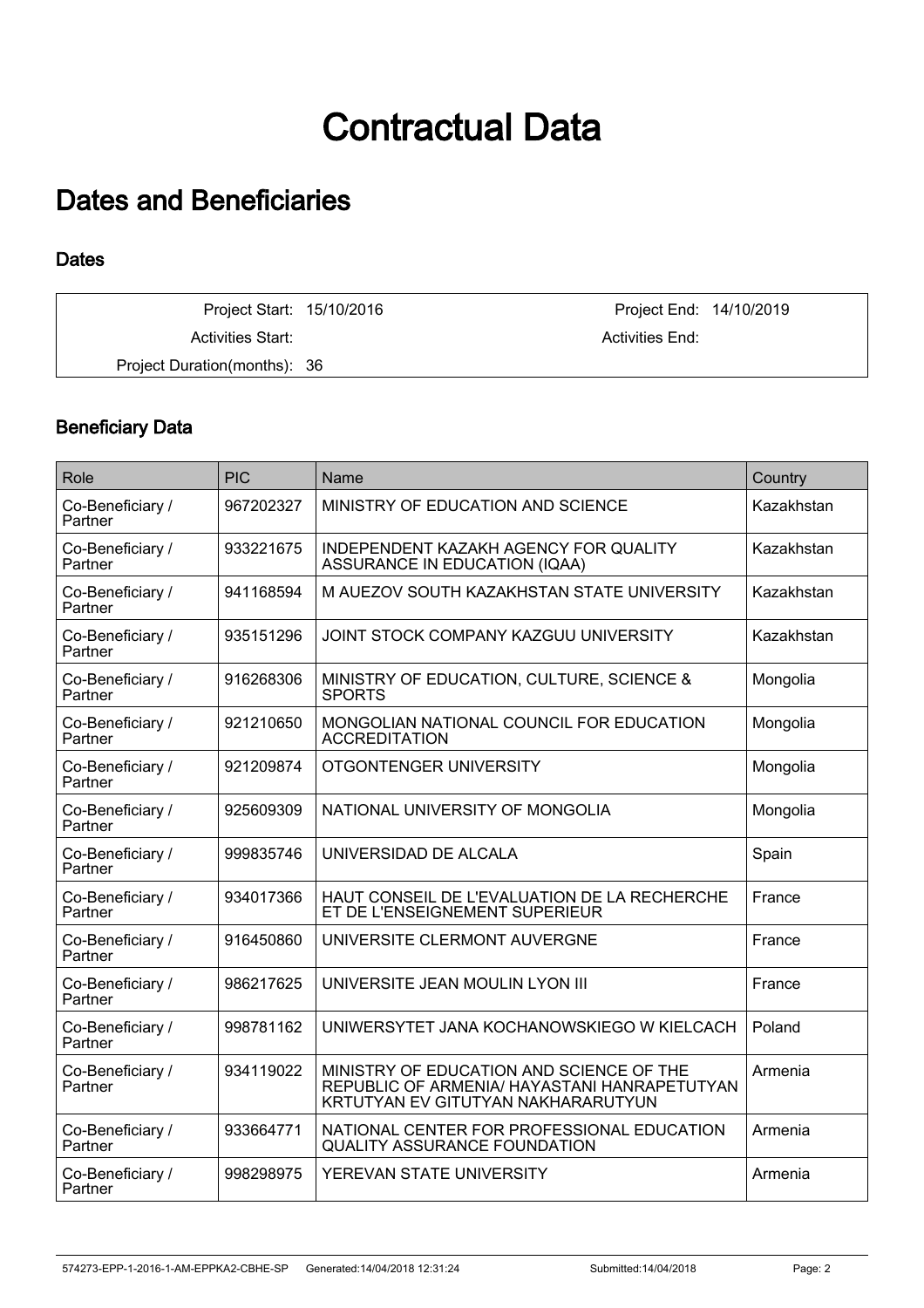# Contractual Data

## Dates and Beneficiaries

### Dates

| | | | |
|---|---|---|---|
| Project Start: | 15/10/2016 | Project End: | 14/10/2019 |
| Activities Start: | | Activities End: | |
| Project Duration(months): | 36 | | |

### Beneficiary Data

| Role | PIC | Name | Country |
|---|---|---|---|
| Co-Beneficiary / Partner | 967202327 | MINISTRY OF EDUCATION AND SCIENCE | Kazakhstan |
| Co-Beneficiary / Partner | 933221675 | INDEPENDENT KAZAKH AGENCY FOR QUALITY ASSURANCE IN EDUCATION (IQAA) | Kazakhstan |
| Co-Beneficiary / Partner | 941168594 | M AUEZOV SOUTH KAZAKHSTAN STATE UNIVERSITY | Kazakhstan |
| Co-Beneficiary / Partner | 935151296 | JOINT STOCK COMPANY KAZGUU UNIVERSITY | Kazakhstan |
| Co-Beneficiary / Partner | 916268306 | MINISTRY OF EDUCATION, CULTURE, SCIENCE & SPORTS | Mongolia |
| Co-Beneficiary / Partner | 921210650 | MONGOLIAN NATIONAL COUNCIL FOR EDUCATION ACCREDITATION | Mongolia |
| Co-Beneficiary / Partner | 921209874 | OTGONTENGER UNIVERSITY | Mongolia |
| Co-Beneficiary / Partner | 925609309 | NATIONAL UNIVERSITY OF MONGOLIA | Mongolia |
| Co-Beneficiary / Partner | 999835746 | UNIVERSIDAD DE ALCALA | Spain |
| Co-Beneficiary / Partner | 934017366 | HAUT CONSEIL DE L'EVALUATION DE LA RECHERCHE ET DE L'ENSEIGNEMENT SUPERIEUR | France |
| Co-Beneficiary / Partner | 916450860 | UNIVERSITE CLERMONT AUVERGNE | France |
| Co-Beneficiary / Partner | 986217625 | UNIVERSITE JEAN MOULIN LYON III | France |
| Co-Beneficiary / Partner | 998781162 | UNIWERSYTET JANA KOCHANOWSKIEGO W KIELCACH | Poland |
| Co-Beneficiary / Partner | 934119022 | MINISTRY OF EDUCATION AND SCIENCE OF THE REPUBLIC OF ARMENIA/ HAYASTANI HANRAPETUTYAN KRTUTYAN EV GITUTYAN NAKHARARUTYUN | Armenia |
| Co-Beneficiary / Partner | 933664771 | NATIONAL CENTER FOR PROFESSIONAL EDUCATION QUALITY ASSURANCE FOUNDATION | Armenia |
| Co-Beneficiary / Partner | 998298975 | YEREVAN STATE UNIVERSITY | Armenia |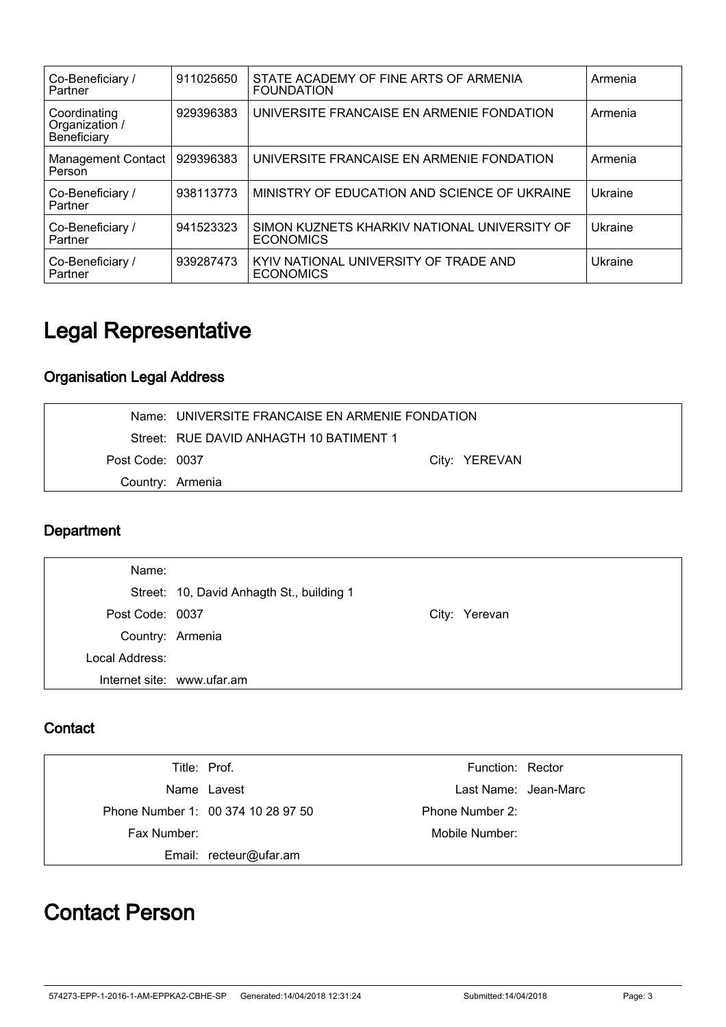| Co-Beneficiary / Partner | 911025650 | STATE ACADEMY OF FINE ARTS OF ARMENIA FOUNDATION | Armenia |
|---|---|---|---|
| Coordinating Organization / Beneficiary | 929396383 | UNIVERSITE FRANCAISE EN ARMENIE FONDATION | Armenia |
| Management Contact Person | 929396383 | UNIVERSITE FRANCAISE EN ARMENIE FONDATION | Armenia |
| Co-Beneficiary / Partner | 938113773 | MINISTRY OF EDUCATION AND SCIENCE OF UKRAINE | Ukraine |
| Co-Beneficiary / Partner | 941523323 | SIMON KUZNETS KHARKIV NATIONAL UNIVERSITY OF ECONOMICS | Ukraine |
| Co-Beneficiary / Partner | 939287473 | KYIV NATIONAL UNIVERSITY OF TRADE AND ECONOMICS | Ukraine |

# Legal Representative

### Organisation Legal Address

| | | | |
|---|---|---|---|
| Name: | UNIVERSITE FRANCAISE EN ARMENIE FONDATION | | |
| Street: | RUE DAVID ANHAGTH 10 BATIMENT 1 | | |
| Post Code: | 0037 | City: | YEREVAN |
| Country: | Armenia | | |

### Department

| | | | |
|---|---|---|---|
| Name: | | | |
| Street: | 10, David Anhagth St., building 1 | | |
| Post Code: | 0037 | City: | Yerevan |
| Country: | Armenia | | |
| Local Address: | | | |
| Internet site: | www.ufar.am | | |

### Contact

| | | | |
|---|---|---|---|
| Title: | Prof. | Function: | Rector |
| Name | Lavest | Last Name: | Jean-Marc |
| Phone Number 1: | 00 374 10 28 97 50 | Phone Number 2: | |
| Fax Number: | | Mobile Number: | |
| Email: | recteur@ufar.am | | |

# Contact Person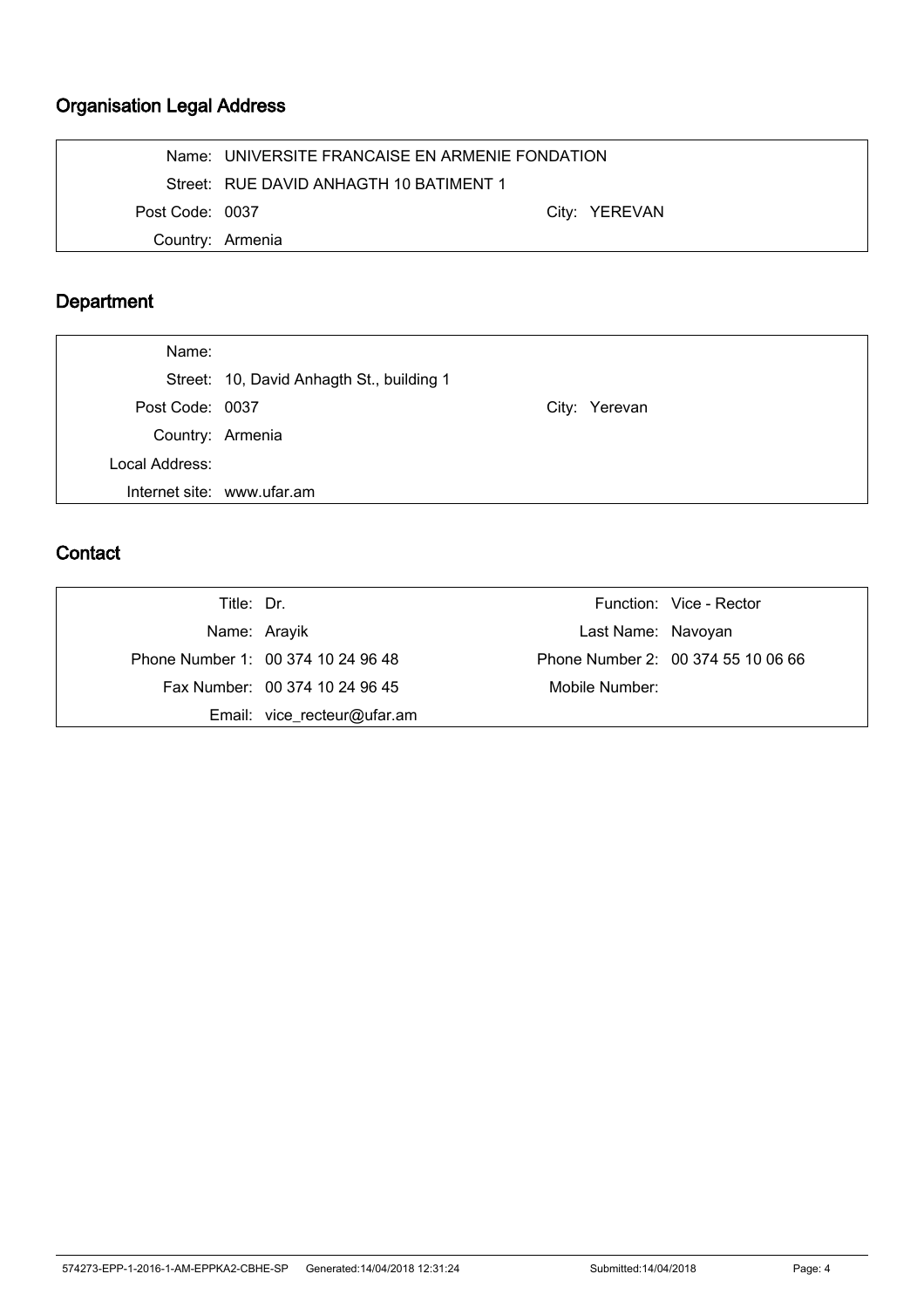## Organisation Legal Address

| | | | |
|---|---|---|---|
| Name: | UNIVERSITE FRANCAISE EN ARMENIE FONDATION | | |
| Street: | RUE DAVID ANHAGTH 10 BATIMENT 1 | | |
| Post Code: | 0037 | City: | YEREVAN |
| Country: | Armenia | | |

## Department

| | | | |
|---|---|---|---|
| Name: | | | |
| Street: | 10, David Anhagth St., building 1 | | |
| Post Code: | 0037 | City: | Yerevan |
| Country: | Armenia | | |
| Local Address: | | | |
| Internet site: | www.ufar.am | | |

## Contact

| | | | |
|---|---|---|---|
| Title: | Dr. | Function: | Vice - Rector |
| Name: | Arayik | Last Name: | Navoyan |
| Phone Number 1: | 00 374 10 24 96 48 | Phone Number 2: | 00 374 55 10 06 66 |
| Fax Number: | 00 374 10 24 96 45 | Mobile Number: | |
| Email: | vice_recteur@ufar.am | | |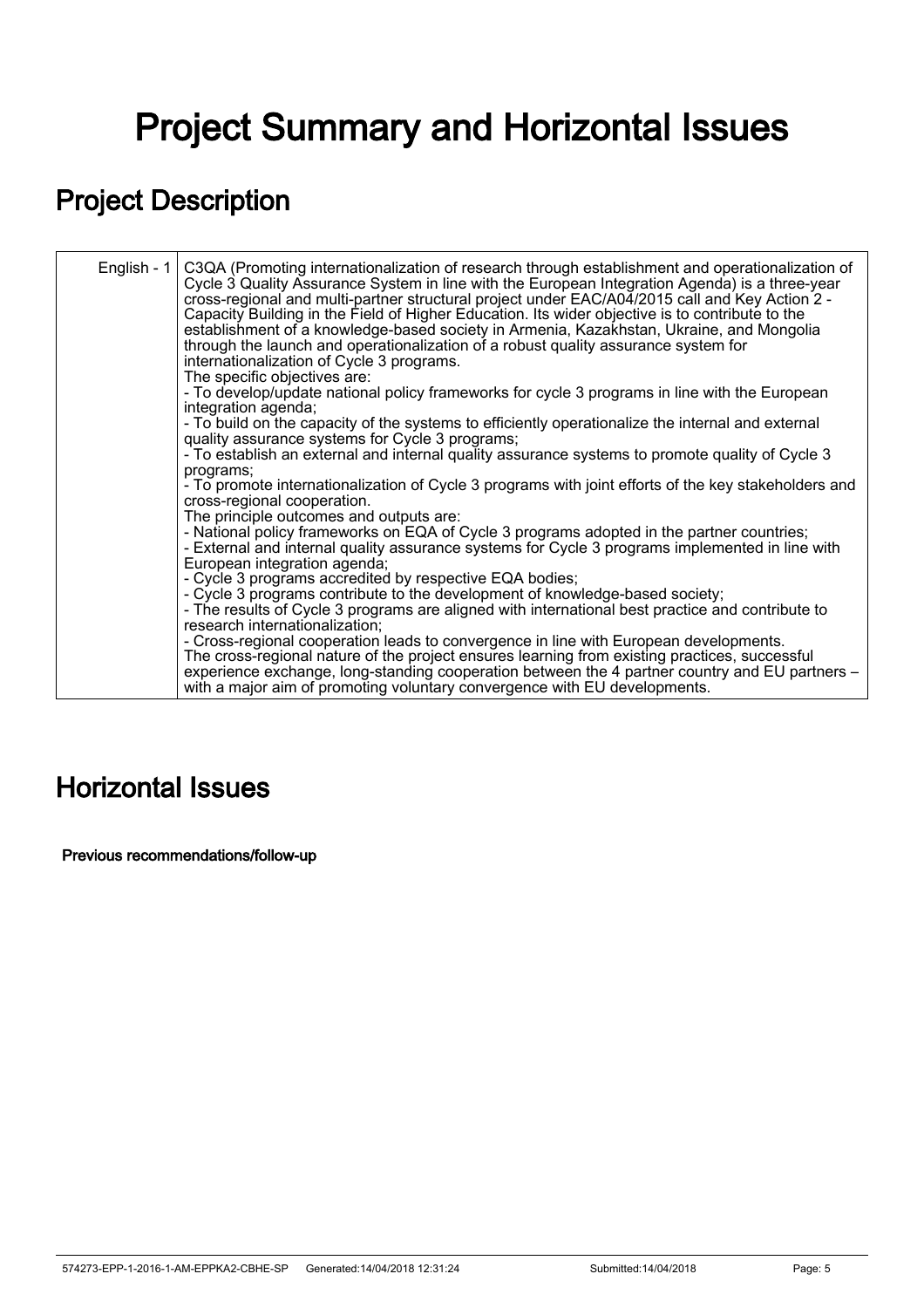# Project Summary and Horizontal Issues

## Project Description

| English - 1 | C3QA (Promoting internationalization of research through establishment and operationalization of Cycle 3 Quality Assurance System in line with the European Integration Agenda) is a three-year cross-regional and multi-partner structural project under EAC/A04/2015 call and Key Action 2 - Capacity Building in the Field of Higher Education. Its wider objective is to contribute to the establishment of a knowledge-based society in Armenia, Kazakhstan, Ukraine, and Mongolia through the launch and operationalization of a robust quality assurance system for internationalization of Cycle 3 programs.<br>The specific objectives are:<br>- To develop/update national policy frameworks for cycle 3 programs in line with the European integration agenda;<br>- To build on the capacity of the systems to efficiently operationalize the internal and external quality assurance systems for Cycle 3 programs;<br>- To establish an external and internal quality assurance systems to promote quality of Cycle 3 programs;<br>- To promote internationalization of Cycle 3 programs with joint efforts of the key stakeholders and cross-regional cooperation.<br>The principle outcomes and outputs are:<br>- National policy frameworks on EQA of Cycle 3 programs adopted in the partner countries;<br>- External and internal quality assurance systems for Cycle 3 programs implemented in line with European integration agenda;<br>- Cycle 3 programs accredited by respective EQA bodies;<br>- Cycle 3 programs contribute to the development of knowledge-based society;<br>- The results of Cycle 3 programs are aligned with international best practice and contribute to research internationalization;<br>- Cross-regional cooperation leads to convergence in line with European developments.<br>The cross-regional nature of the project ensures learning from existing practices, successful experience exchange, long-standing cooperation between the 4 partner country and EU partners – with a major aim of promoting voluntary convergence with EU developments. |
|---|---|

## Horizontal Issues

**Previous recommendations/follow-up**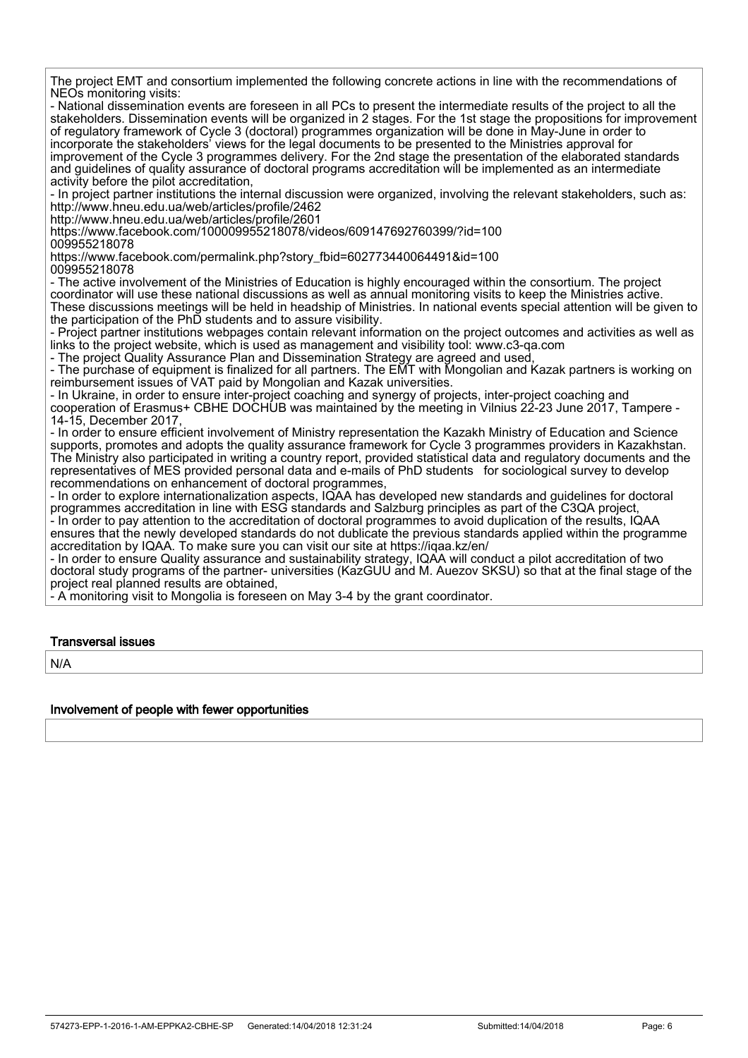The project EMT and consortium implemented the following concrete actions in line with the recommendations of NEOs monitoring visits:

- National dissemination events are foreseen in all PCs to present the intermediate results of the project to all the stakeholders. Dissemination events will be organized in 2 stages. For the 1st stage the propositions for improvement of regulatory framework of Cycle 3 (doctoral) programmes organization will be done in May-June in order to incorporate the stakeholders' views for the legal documents to be presented to the Ministries approval for improvement of the Cycle 3 programmes delivery. For the 2nd stage the presentation of the elaborated standards and guidelines of quality assurance of doctoral programs accreditation will be implemented as an intermediate activity before the pilot accreditation,
- In project partner institutions the internal discussion were organized, involving the relevant stakeholders, such as: http://www.hneu.edu.ua/web/articles/profile/2462
http://www.hneu.edu.ua/web/articles/profile/2601
https://www.facebook.com/100009955218078/videos/609147692760399/?id=100009955218078
https://www.facebook.com/permalink.php?story_fbid=602773440064491&id=100009955218078
- The active involvement of the Ministries of Education is highly encouraged within the consortium. The project coordinator will use these national discussions as well as annual monitoring visits to keep the Ministries active. These discussions meetings will be held in headship of Ministries. In national events special attention will be given to the participation of the PhD students and to assure visibility.
- Project partner institutions webpages contain relevant information on the project outcomes and activities as well as links to the project website, which is used as management and visibility tool: www.c3-qa.com
- The project Quality Assurance Plan and Dissemination Strategy are agreed and used,
- The purchase of equipment is finalized for all partners. The EMT with Mongolian and Kazak partners is working on reimbursement issues of VAT paid by Mongolian and Kazak universities.
- In Ukraine, in order to ensure inter-project coaching and synergy of projects, inter-project coaching and cooperation of Erasmus+ CBHE DOCHUB was maintained by the meeting in Vilnius 22-23 June 2017, Tampere - 14-15, December 2017,
- In order to ensure efficient involvement of Ministry representation the Kazakh Ministry of Education and Science supports, promotes and adopts the quality assurance framework for Cycle 3 programmes providers in Kazakhstan. The Ministry also participated in writing a country report, provided statistical data and regulatory documents and the representatives of MES provided personal data and e-mails of PhD students for sociological survey to develop recommendations on enhancement of doctoral programmes,
- In order to explore internationalization aspects, IQAA has developed new standards and guidelines for doctoral programmes accreditation in line with ESG standards and Salzburg principles as part of the C3QA project,
- In order to pay attention to the accreditation of doctoral programmes to avoid duplication of the results, IQAA ensures that the newly developed standards do not dublicate the previous standards applied within the programme accreditation by IQAA. To make sure you can visit our site at https://iqaa.kz/en/
- In order to ensure Quality assurance and sustainability strategy, IQAA will conduct a pilot accreditation of two doctoral study programs of the partner- universities (KazGUU and M. Auezov SKSU) so that at the final stage of the project real planned results are obtained,
- A monitoring visit to Mongolia is foreseen on May 3-4 by the grant coordinator.

#### Transversal issues

N/A

#### Involvement of people with fewer opportunities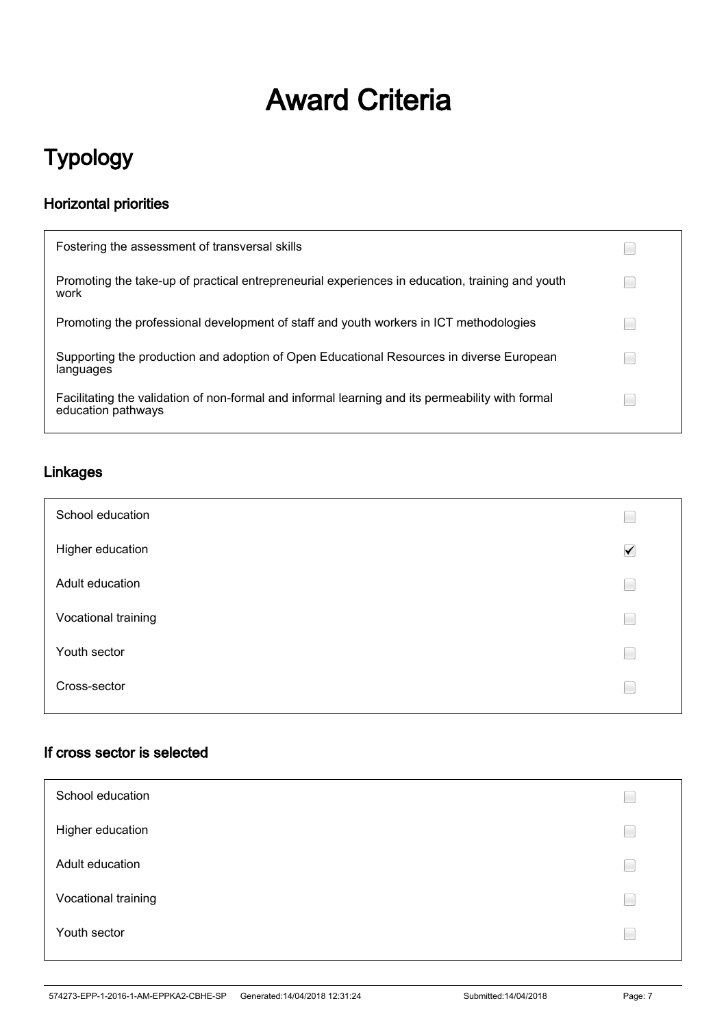# Award Criteria

## Typology

### Horizontal priorities

| | |
|---|---|
| Fostering the assessment of transversal skills | ☐ |
| Promoting the take-up of practical entrepreneurial experiences in education, training and youth work | ☐ |
| Promoting the professional development of staff and youth workers in ICT methodologies | ☐ |
| Supporting the production and adoption of Open Educational Resources in diverse European languages | ☐ |
| Facilitating the validation of non-formal and informal learning and its permeability with formal education pathways | ☐ |

### Linkages

| | |
|---|---|
| School education | ☐ |
| Higher education | ☑ |
| Adult education | ☐ |
| Vocational training | ☐ |
| Youth sector | ☐ |
| Cross-sector | ☐ |

### If cross sector is selected

| | |
|---|---|
| School education | ☐ |
| Higher education | ☐ |
| Adult education | ☐ |
| Vocational training | ☐ |
| Youth sector | ☐ |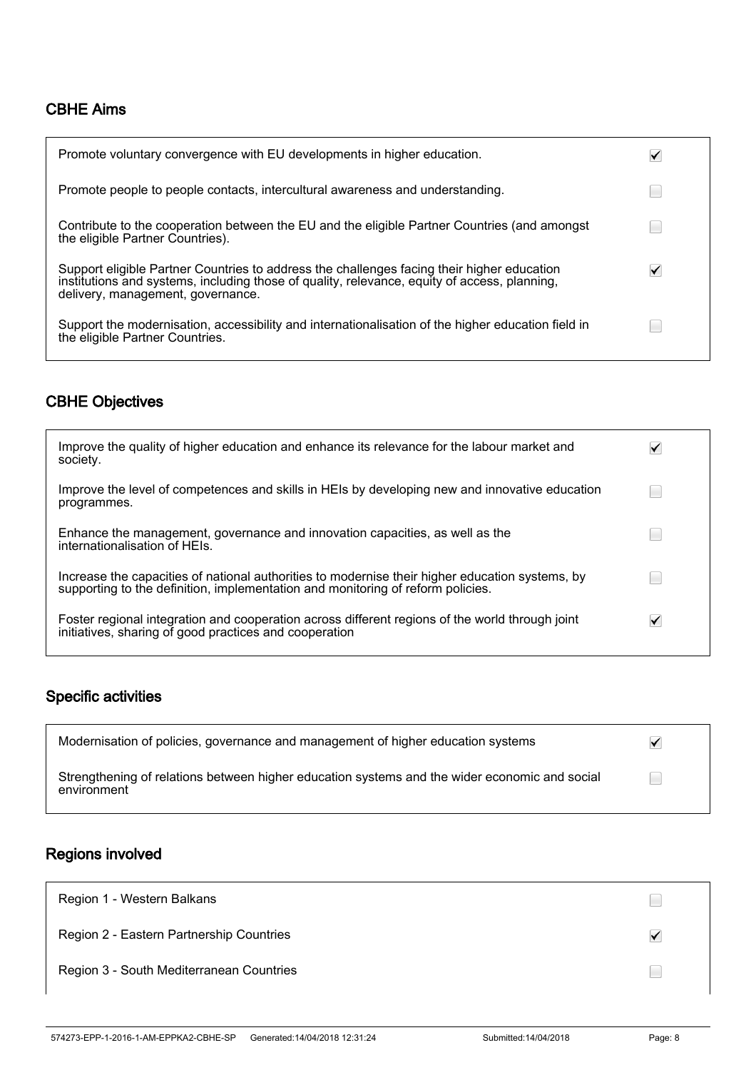## CBHE Aims

| | |
|---|---|
| Promote voluntary convergence with EU developments in higher education. | ✔ |
| Promote people to people contacts, intercultural awareness and understanding. | ☐ |
| Contribute to the cooperation between the EU and the eligible Partner Countries (and amongst the eligible Partner Countries). | ☐ |
| Support eligible Partner Countries to address the challenges facing their higher education institutions and systems, including those of quality, relevance, equity of access, planning, delivery, management, governance. | ✔ |
| Support the modernisation, accessibility and internationalisation of the higher education field in the eligible Partner Countries. | ☐ |

## CBHE Objectives

| | |
|---|---|
| Improve the quality of higher education and enhance its relevance for the labour market and society. | ✔ |
| Improve the level of competences and skills in HEIs by developing new and innovative education programmes. | ☐ |
| Enhance the management, governance and innovation capacities, as well as the internationalisation of HEIs. | ☐ |
| Increase the capacities of national authorities to modernise their higher education systems, by supporting to the definition, implementation and monitoring of reform policies. | ☐ |
| Foster regional integration and cooperation across different regions of the world through joint initiatives, sharing of good practices and cooperation | ✔ |

## Specific activities

| | |
|---|---|
| Modernisation of policies, governance and management of higher education systems | ✔ |
| Strengthening of relations between higher education systems and the wider economic and social environment | ☐ |

## Regions involved

| | |
|---|---|
| Region 1 - Western Balkans | ☐ |
| Region 2 - Eastern Partnership Countries | ✔ |
| Region 3 - South Mediterranean Countries | ☐ |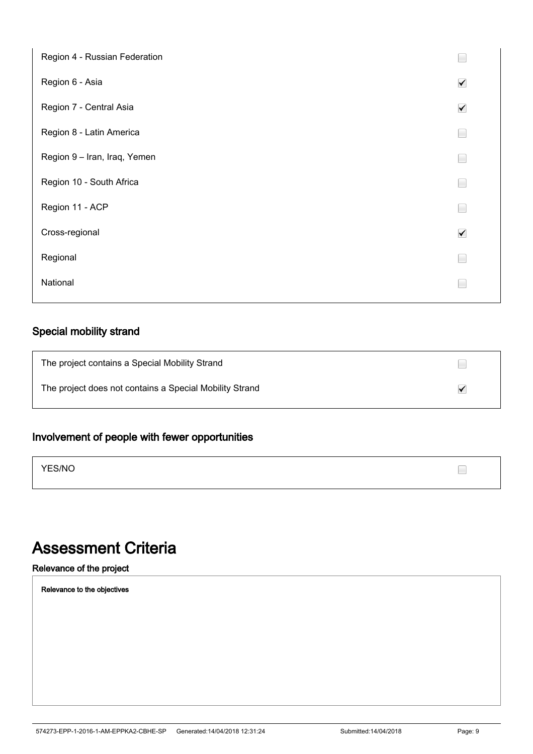| | |
|---|---|
| Region 4 - Russian Federation | ☐ |
| Region 6 - Asia | ☑ |
| Region 7 - Central Asia | ☑ |
| Region 8 - Latin America | ☐ |
| Region 9 – Iran, Iraq, Yemen | ☐ |
| Region 10 - South Africa | ☐ |
| Region 11 - ACP | ☐ |
| Cross-regional | ☑ |
| Regional | ☐ |
| National | ☐ |

### Special mobility strand

| | |
|---|---|
| The project contains a Special Mobility Strand | ☐ |
| The project does not contains a Special Mobility Strand | ☑ |

### Involvement of people with fewer opportunities

| | |
|---|---|
| YES/NO | ☐ |

# Assessment Criteria

#### Relevance of the project

**Relevance to the objectives**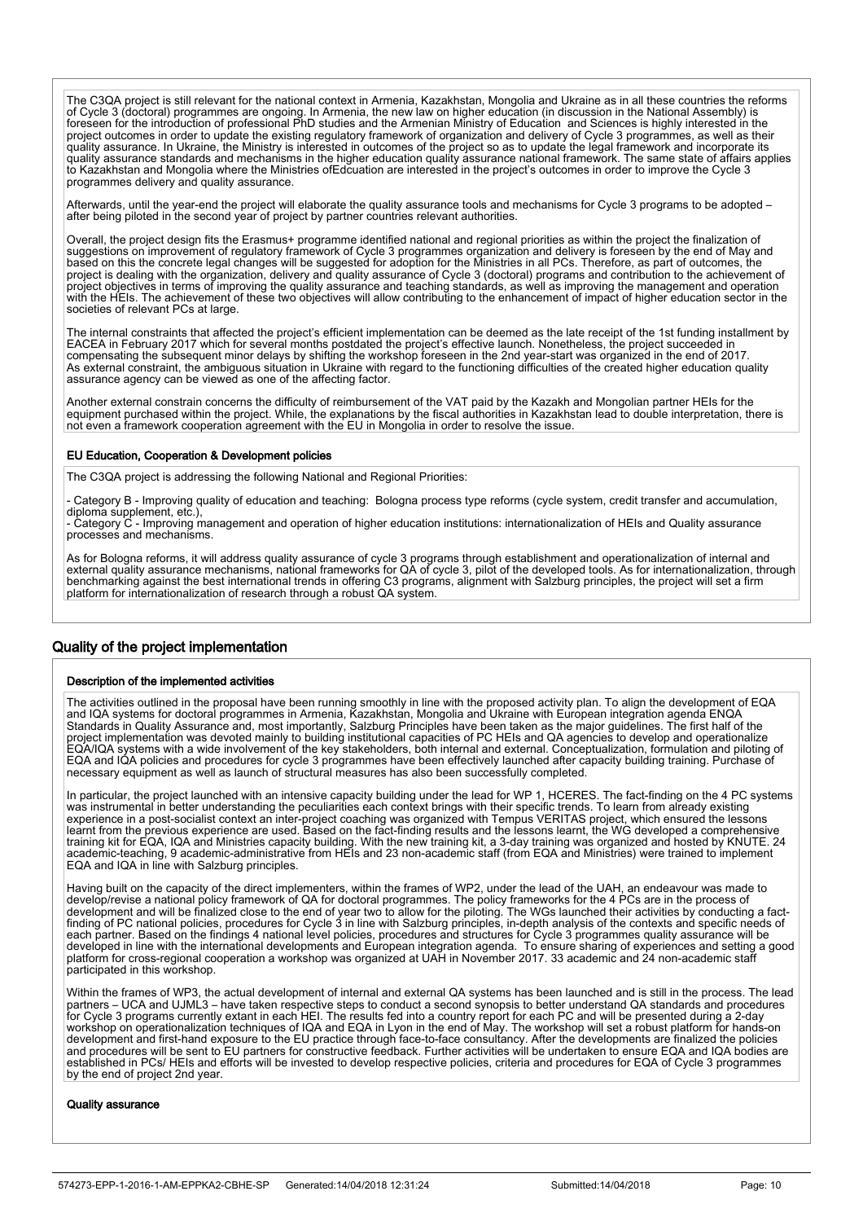The C3QA project is still relevant for the national context in Armenia, Kazakhstan, Mongolia and Ukraine as in all these countries the reforms of Cycle 3 (doctoral) programmes are ongoing. In Armenia, the new law on higher education (in discussion in the National Assembly) is foreseen for the introduction of professional PhD studies and the Armenian Ministry of Education  and Sciences is highly interested in the project outcomes in order to update the existing regulatory framework of organization and delivery of Cycle 3 programmes, as well as their quality assurance. In Ukraine, the Ministry is interested in outcomes of the project so as to update the legal framework and incorporate its quality assurance standards and mechanisms in the higher education quality assurance national framework. The same state of affairs applies to Kazakhstan and Mongolia where the Ministries ofEdcuation are interested in the project's outcomes in order to improve the Cycle 3 programmes delivery and quality assurance.

Afterwards, until the year-end the project will elaborate the quality assurance tools and mechanisms for Cycle 3 programs to be adopted – after being piloted in the second year of project by partner countries relevant authorities.

Overall, the project design fits the Erasmus+ programme identified national and regional priorities as within the project the finalization of suggestions on improvement of regulatory framework of Cycle 3 programmes organization and delivery is foreseen by the end of May and based on this the concrete legal changes will be suggested for adoption for the Ministries in all PCs. Therefore, as part of outcomes, the project is dealing with the organization, delivery and quality assurance of Cycle 3 (doctoral) programs and contribution to the achievement of project objectives in terms of improving the quality assurance and teaching standards, as well as improving the management and operation with the HEIs. The achievement of these two objectives will allow contributing to the enhancement of impact of higher education sector in the societies of relevant PCs at large.

The internal constraints that affected the project's efficient implementation can be deemed as the late receipt of the 1st funding installment by EACEA in February 2017 which for several months postdated the project's effective launch. Nonetheless, the project succeeded in compensating the subsequent minor delays by shifting the workshop foreseen in the 2nd year-start was organized in the end of 2017. As external constraint, the ambiguous situation in Ukraine with regard to the functioning difficulties of the created higher education quality assurance agency can be viewed as one of the affecting factor.

Another external constrain concerns the difficulty of reimbursement of the VAT paid by the Kazakh and Mongolian partner HEIs for the equipment purchased within the project. While, the explanations by the fiscal authorities in Kazakhstan lead to double interpretation, there is not even a framework cooperation agreement with the EU in Mongolia in order to resolve the issue.

#### EU Education, Cooperation & Development policies

The C3QA project is addressing the following National and Regional Priorities:

- Category B - Improving quality of education and teaching:  Bologna process type reforms (cycle system, credit transfer and accumulation, diploma supplement, etc.),
- Category C - Improving management and operation of higher education institutions: internationalization of HEIs and Quality assurance processes and mechanisms.

As for Bologna reforms, it will address quality assurance of cycle 3 programs through establishment and operationalization of internal and external quality assurance mechanisms, national frameworks for QA of cycle 3, pilot of the developed tools. As for internationalization, through benchmarking against the best international trends in offering C3 programs, alignment with Salzburg principles, the project will set a firm platform for internationalization of research through a robust QA system.

## Quality of the project implementation

#### Description of the implemented activities

The activities outlined in the proposal have been running smoothly in line with the proposed activity plan. To align the development of EQA and IQA systems for doctoral programmes in Armenia, Kazakhstan, Mongolia and Ukraine with European integration agenda ENQA Standards in Quality Assurance and, most importantly, Salzburg Principles have been taken as the major guidelines. The first half of the project implementation was devoted mainly to building institutional capacities of PC HEIs and QA agencies to develop and operationalize EQA/IQA systems with a wide involvement of the key stakeholders, both internal and external. Conceptualization, formulation and piloting of EQA and IQA policies and procedures for cycle 3 programmes have been effectively launched after capacity building training. Purchase of necessary equipment as well as launch of structural measures has also been successfully completed.

In particular, the project launched with an intensive capacity building under the lead for WP 1, HCERES. The fact-finding on the 4 PC systems was instrumental in better understanding the peculiarities each context brings with their specific trends. To learn from already existing experience in a post-socialist context an inter-project coaching was organized with Tempus VERITAS project, which ensured the lessons learnt from the previous experience are used. Based on the fact-finding results and the lessons learnt, the WG developed a comprehensive training kit for EQA, IQA and Ministries capacity building. With the new training kit, a 3-day training was organized and hosted by KNUTE. 24 academic-teaching, 9 academic-administrative from HEIs and 23 non-academic staff (from EQA and Ministries) were trained to implement EQA and IQA in line with Salzburg principles.

Having built on the capacity of the direct implementers, within the frames of WP2, under the lead of the UAH, an endeavour was made to develop/revise a national policy framework of QA for doctoral programmes. The policy frameworks for the 4 PCs are in the process of development and will be finalized close to the end of year two to allow for the piloting. The WGs launched their activities by conducting a fact-finding of PC national policies, procedures for Cycle 3 in line with Salzburg principles, in-depth analysis of the contexts and specific needs of each partner. Based on the findings 4 national level policies, procedures and structures for Cycle 3 programmes quality assurance will be developed in line with the international developments and European integration agenda.  To ensure sharing of experiences and setting a good platform for cross-regional cooperation a workshop was organized at UAH in November 2017. 33 academic and 24 non-academic staff participated in this workshop.

Within the frames of WP3, the actual development of internal and external QA systems has been launched and is still in the process. The lead partners – UCA and UJML3 – have taken respective steps to conduct a second synopsis to better understand QA standards and procedures for Cycle 3 programs currently extant in each HEI. The results fed into a country report for each PC and will be presented during a 2-day workshop on operationalization techniques of IQA and EQA in Lyon in the end of May. The workshop will set a robust platform for hands-on development and first-hand exposure to the EU practice through face-to-face consultancy. After the developments are finalized the policies and procedures will be sent to EU partners for constructive feedback. Further activities will be undertaken to ensure EQA and IQA bodies are established in PCs/ HEIs and efforts will be invested to develop respective policies, criteria and procedures for EQA of Cycle 3 programmes by the end of project 2nd year.

#### Quality assurance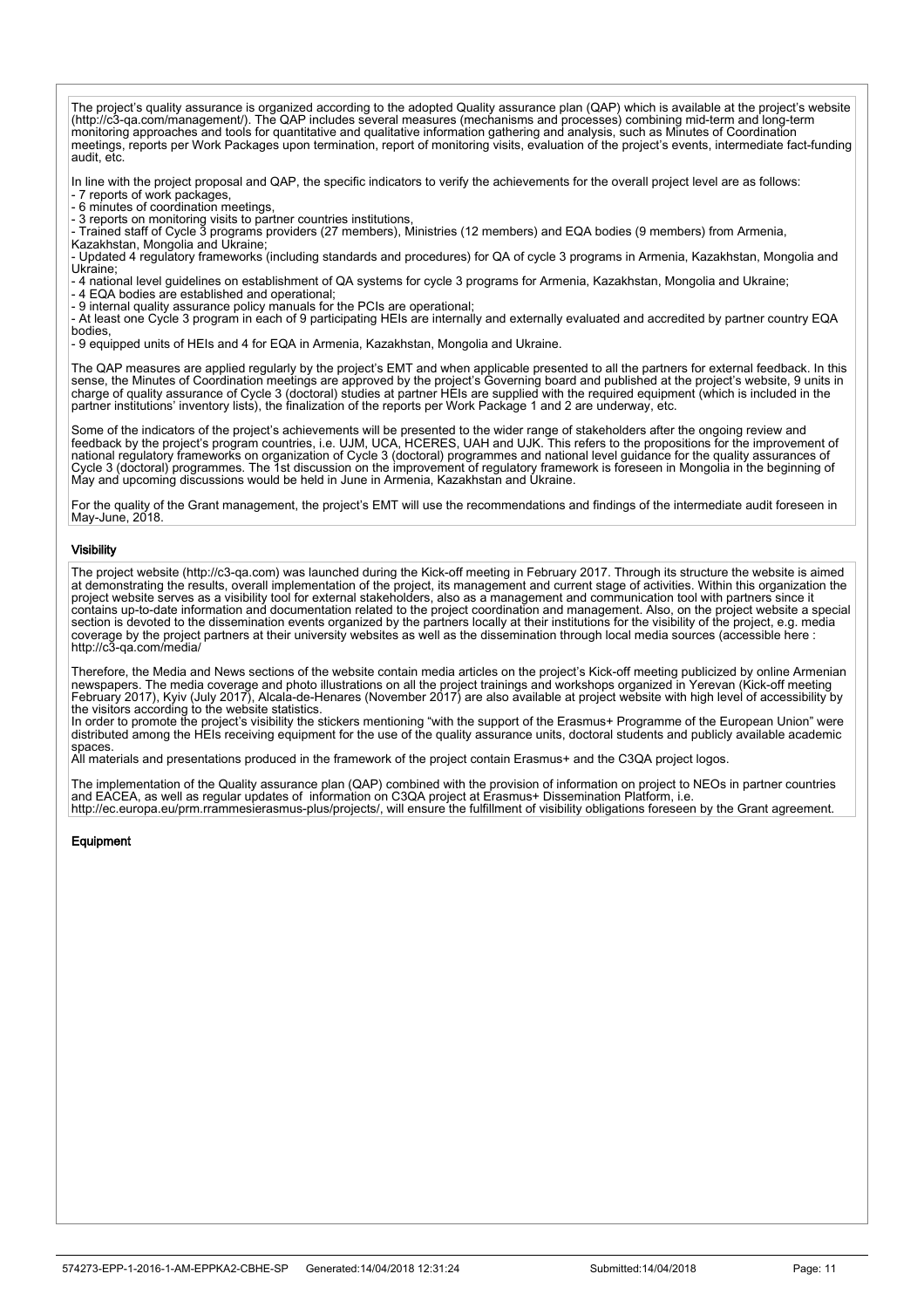The project's quality assurance is organized according to the adopted Quality assurance plan (QAP) which is available at the project's website (http://c3-qa.com/management/). The QAP includes several measures (mechanisms and processes) combining mid-term and long-term monitoring approaches and tools for quantitative and qualitative information gathering and analysis, such as Minutes of Coordination meetings, reports per Work Packages upon termination, report of monitoring visits, evaluation of the project's events, intermediate fact-funding audit, etc.

In line with the project proposal and QAP, the specific indicators to verify the achievements for the overall project level are as follows:
- 7 reports of work packages,
- 6 minutes of coordination meetings,
- 3 reports on monitoring visits to partner countries institutions,
- Trained staff of Cycle 3 programs providers (27 members), Ministries (12 members) and EQA bodies (9 members) from Armenia, Kazakhstan, Mongolia and Ukraine;
- Updated 4 regulatory frameworks (including standards and procedures) for QA of cycle 3 programs in Armenia, Kazakhstan, Mongolia and Ukraine;
- 4 national level guidelines on establishment of QA systems for cycle 3 programs for Armenia, Kazakhstan, Mongolia and Ukraine;
- 4 EQA bodies are established and operational;
- 9 internal quality assurance policy manuals for the PCIs are operational;
- At least one Cycle 3 program in each of 9 participating HEIs are internally and externally evaluated and accredited by partner country EQA bodies,
- 9 equipped units of HEIs and 4 for EQA in Armenia, Kazakhstan, Mongolia and Ukraine.

The QAP measures are applied regularly by the project's EMT and when applicable presented to all the partners for external feedback. In this sense, the Minutes of Coordination meetings are approved by the project's Governing board and published at the project's website, 9 units in charge of quality assurance of Cycle 3 (doctoral) studies at partner HEIs are supplied with the required equipment (which is included in the partner institutions' inventory lists), the finalization of the reports per Work Package 1 and 2 are underway, etc.

Some of the indicators of the project's achievements will be presented to the wider range of stakeholders after the ongoing review and feedback by the project's program countries, i.e. UJM, UCA, HCERES, UAH and UJK. This refers to the propositions for the improvement of national regulatory frameworks on organization of Cycle 3 (doctoral) programmes and national level guidance for the quality assurances of Cycle 3 (doctoral) programmes. The 1st discussion on the improvement of regulatory framework is foreseen in Mongolia in the beginning of May and upcoming discussions would be held in June in Armenia, Kazakhstan and Ukraine.

For the quality of the Grant management, the project's EMT will use the recommendations and findings of the intermediate audit foreseen in May-June, 2018.

**Visibility**

The project website (http://c3-qa.com) was launched during the Kick-off meeting in February 2017. Through its structure the website is aimed at demonstrating the results, overall implementation of the project, its management and current stage of activities. Within this organization the project website serves as a visibility tool for external stakeholders, also as a management and communication tool with partners since it contains up-to-date information and documentation related to the project coordination and management. Also, on the project website a special section is devoted to the dissemination events organized by the partners locally at their institutions for the visibility of the project, e.g. media coverage by the project partners at their university websites as well as the dissemination through local media sources (accessible here : http://c3-qa.com/media/

Therefore, the Media and News sections of the website contain media articles on the project's Kick-off meeting publicized by online Armenian newspapers. The media coverage and photo illustrations on all the project trainings and workshops organized in Yerevan (Kick-off meeting February 2017), Kyiv (July 2017), Alcala-de-Henares (November 2017) are also available at project website with high level of accessibility by the visitors according to the website statistics.
In order to promote the project's visibility the stickers mentioning "with the support of the Erasmus+ Programme of the European Union" were distributed among the HEIs receiving equipment for the use of the quality assurance units, doctoral students and publicly available academic spaces.
All materials and presentations produced in the framework of the project contain Erasmus+ and the C3QA project logos.

The implementation of the Quality assurance plan (QAP) combined with the provision of information on project to NEOs in partner countries and EACEA, as well as regular updates of information on C3QA project at Erasmus+ Dissemination Platform, i.e. http://ec.europa.eu/prm.rrammesierasmus-plus/projects/, will ensure the fulfillment of visibility obligations foreseen by the Grant agreement.

**Equipment**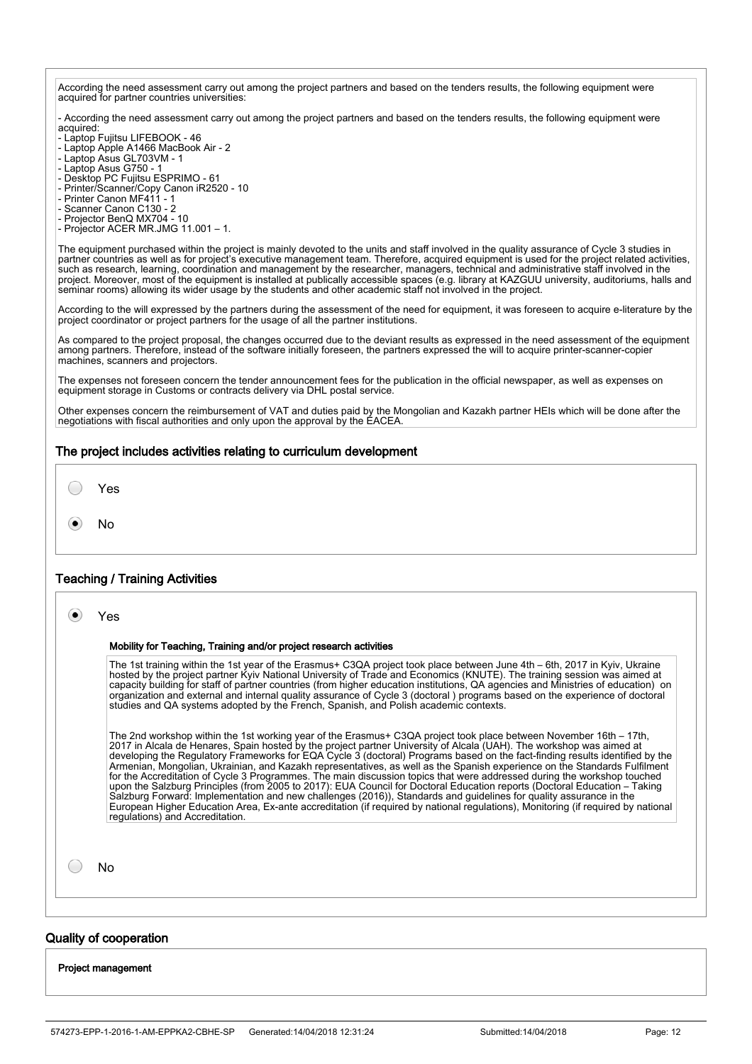According the need assessment carry out among the project partners and based on the tenders results, the following equipment were acquired for partner countries universities:

- According the need assessment carry out among the project partners and based on the tenders results, the following equipment were acquired:
- Laptop Fujitsu LIFEBOOK - 46
- Laptop Apple A1466 MacBook Air - 2
- Laptop Asus GL703VM - 1
- Laptop Asus G750 - 1
- Desktop PC Fujitsu ESPRIMO - 61
- Printer/Scanner/Copy Canon iR2520 - 10
- Printer Canon MF411 - 1
- Scanner Canon C130 - 2
- Projector BenQ MX704 - 10
- Projector ACER MR.JMG 11.001 – 1.

The equipment purchased within the project is mainly devoted to the units and staff involved in the quality assurance of Cycle 3 studies in partner countries as well as for project's executive management team. Therefore, acquired equipment is used for the project related activities, such as research, learning, coordination and management by the researcher, managers, technical and administrative staff involved in the project. Moreover, most of the equipment is installed at publically accessible spaces (e.g. library at KAZGUU university, auditoriums, halls and seminar rooms) allowing its wider usage by the students and other academic staff not involved in the project.

According to the will expressed by the partners during the assessment of the need for equipment, it was foreseen to acquire e-literature by the project coordinator or project partners for the usage of all the partner institutions.

As compared to the project proposal, the changes occurred due to the deviant results as expressed in the need assessment of the equipment among partners. Therefore, instead of the software initially foreseen, the partners expressed the will to acquire printer-scanner-copier machines, scanners and projectors.

The expenses not foreseen concern the tender announcement fees for the publication in the official newspaper, as well as expenses on equipment storage in Customs or contracts delivery via DHL postal service.

Other expenses concern the reimbursement of VAT and duties paid by the Mongolian and Kazakh partner HEIs which will be done after the negotiations with fiscal authorities and only upon the approval by the EACEA.

### The project includes activities relating to curriculum development

- ○ Yes
- ◉ No

### Teaching / Training Activities

- ◉ Yes

**Mobility for Teaching, Training and/or project research activities**

The 1st training within the 1st year of the Erasmus+ C3QA project took place between June 4th – 6th, 2017 in Kyiv, Ukraine hosted by the project partner Kyiv National University of Trade and Economics (KNUTE). The training session was aimed at capacity building for staff of partner countries (from higher education institutions, QA agencies and Ministries of education) on organization and external and internal quality assurance of Cycle 3 (doctoral ) programs based on the experience of doctoral studies and QA systems adopted by the French, Spanish, and Polish academic contexts.

The 2nd workshop within the 1st working year of the Erasmus+ C3QA project took place between November 16th – 17th, 2017 in Alcala de Henares, Spain hosted by the project partner University of Alcala (UAH). The workshop was aimed at developing the Regulatory Frameworks for EQA Cycle 3 (doctoral) Programs based on the fact-finding results identified by the Armenian, Mongolian, Ukrainian, and Kazakh representatives, as well as the Spanish experience on the Standards Fulfilment for the Accreditation of Cycle 3 Programmes. The main discussion topics that were addressed during the workshop touched upon the Salzburg Principles (from 2005 to 2017): EUA Council for Doctoral Education reports (Doctoral Education – Taking Salzburg Forward: Implementation and new challenges (2016)), Standards and guidelines for quality assurance in the European Higher Education Area, Ex-ante accreditation (if required by national regulations), Monitoring (if required by national regulations) and Accreditation.

- ○ No

## Quality of cooperation

**Project management**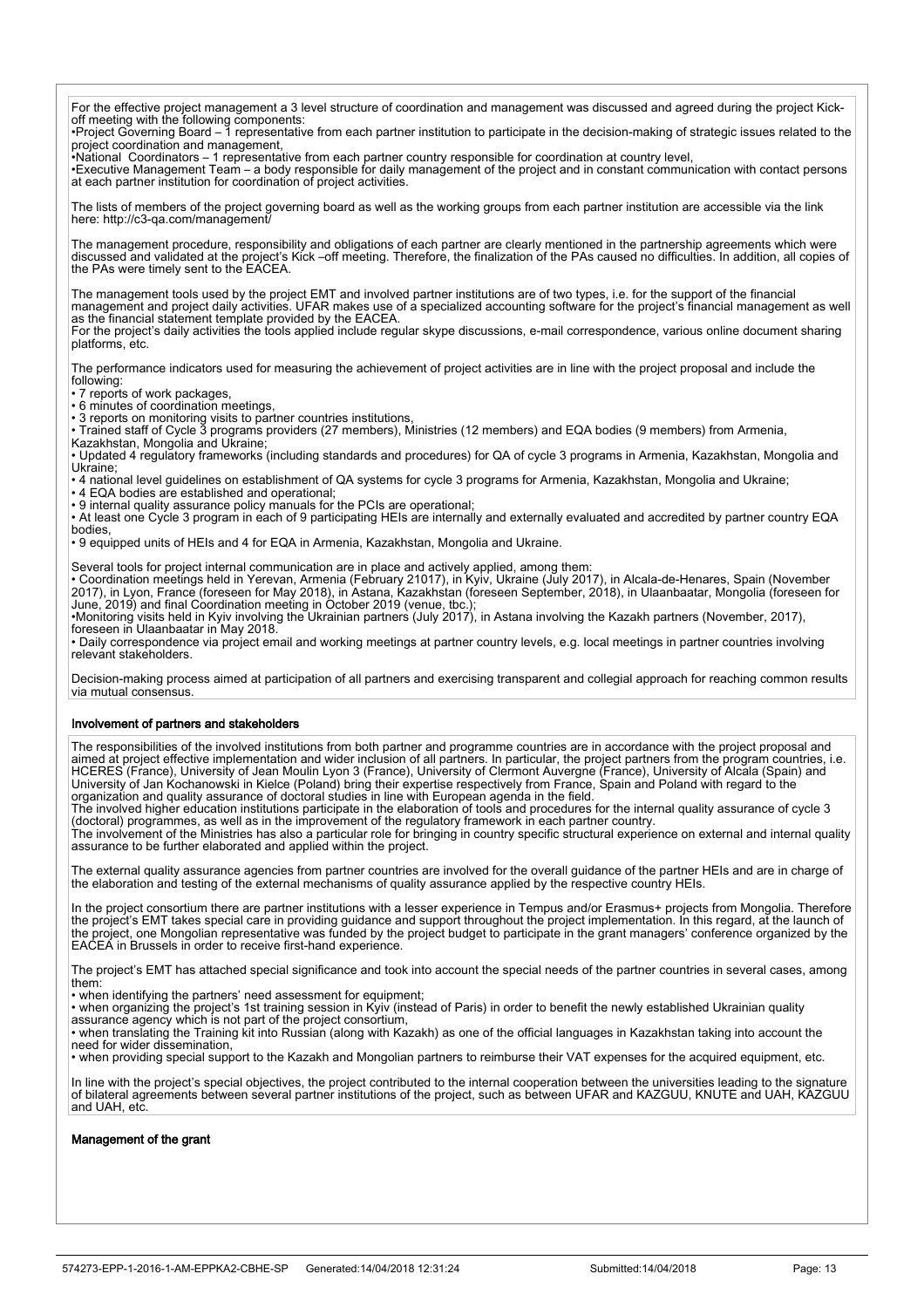For the effective project management a 3 level structure of coordination and management was discussed and agreed during the project Kick-off meeting with the following components:
•Project Governing Board – 1 representative from each partner institution to participate in the decision-making of strategic issues related to the project coordination and management,
•National Coordinators – 1 representative from each partner country responsible for coordination at country level,
•Executive Management Team – a body responsible for daily management of the project and in constant communication with contact persons at each partner institution for coordination of project activities.

The lists of members of the project governing board as well as the working groups from each partner institution are accessible via the link here: http://c3-qa.com/management/

The management procedure, responsibility and obligations of each partner are clearly mentioned in the partnership agreements which were discussed and validated at the project's Kick –off meeting. Therefore, the finalization of the PAs caused no difficulties. In addition, all copies of the PAs were timely sent to the EACEA.

The management tools used by the project EMT and involved partner institutions are of two types, i.e. for the support of the financial management and project daily activities. UFAR makes use of a specialized accounting software for the project's financial management as well as the financial statement template provided by the EACEA.
For the project's daily activities the tools applied include regular skype discussions, e-mail correspondence, various online document sharing platforms, etc.

The performance indicators used for measuring the achievement of project activities are in line with the project proposal and include the following:
• 7 reports of work packages,
• 6 minutes of coordination meetings,
• 3 reports on monitoring visits to partner countries institutions,
• Trained staff of Cycle 3 programs providers (27 members), Ministries (12 members) and EQA bodies (9 members) from Armenia, Kazakhstan, Mongolia and Ukraine;
• Updated 4 regulatory frameworks (including standards and procedures) for QA of cycle 3 programs in Armenia, Kazakhstan, Mongolia and Ukraine;
• 4 national level guidelines on establishment of QA systems for cycle 3 programs for Armenia, Kazakhstan, Mongolia and Ukraine;
• 4 EQA bodies are established and operational;
• 9 internal quality assurance policy manuals for the PCIs are operational;
• At least one Cycle 3 program in each of 9 participating HEIs are internally and externally evaluated and accredited by partner country EQA bodies,
• 9 equipped units of HEIs and 4 for EQA in Armenia, Kazakhstan, Mongolia and Ukraine.

Several tools for project internal communication are in place and actively applied, among them:
• Coordination meetings held in Yerevan, Armenia (February 21017), in Kyiv, Ukraine (July 2017), in Alcala-de-Henares, Spain (November 2017), in Lyon, France (foreseen for May 2018), in Astana, Kazakhstan (foreseen September, 2018), in Ulaanbaatar, Mongolia (foreseen for June, 2019) and final Coordination meeting in October 2019 (venue, tbc.);
•Monitoring visits held in Kyiv involving the Ukrainian partners (July 2017), in Astana involving the Kazakh partners (November, 2017), foreseen in Ulaanbaatar in May 2018.
• Daily correspondence via project email and working meetings at partner country levels, e.g. local meetings in partner countries involving relevant stakeholders.

Decision-making process aimed at participation of all partners and exercising transparent and collegial approach for reaching common results via mutual consensus.

## Involvement of partners and stakeholders

The responsibilities of the involved institutions from both partner and programme countries are in accordance with the project proposal and aimed at project effective implementation and wider inclusion of all partners. In particular, the project partners from the program countries, i.e. HCERES (France), University of Jean Moulin Lyon 3 (France), University of Clermont Auvergne (France), University of Alcala (Spain) and University of Jan Kochanowski in Kielce (Poland) bring their expertise respectively from France, Spain and Poland with regard to the organization and quality assurance of doctoral studies in line with European agenda in the field.
The involved higher education institutions participate in the elaboration of tools and procedures for the internal quality assurance of cycle 3 (doctoral) programmes, as well as in the improvement of the regulatory framework in each partner country.
The involvement of the Ministries has also a particular role for bringing in country specific structural experience on external and internal quality assurance to be further elaborated and applied within the project.

The external quality assurance agencies from partner countries are involved for the overall guidance of the partner HEIs and are in charge of the elaboration and testing of the external mechanisms of quality assurance applied by the respective country HEIs.

In the project consortium there are partner institutions with a lesser experience in Tempus and/or Erasmus+ projects from Mongolia. Therefore the project's EMT takes special care in providing guidance and support throughout the project implementation. In this regard, at the launch of the project, one Mongolian representative was funded by the project budget to participate in the grant managers' conference organized by the EACEA in Brussels in order to receive first-hand experience.

The project's EMT has attached special significance and took into account the special needs of the partner countries in several cases, among them:
• when identifying the partners' need assessment for equipment;
• when organizing the project's 1st training session in Kyiv (instead of Paris) in order to benefit the newly established Ukrainian quality assurance agency which is not part of the project consortium,
• when translating the Training kit into Russian (along with Kazakh) as one of the official languages in Kazakhstan taking into account the need for wider dissemination,
• when providing special support to the Kazakh and Mongolian partners to reimburse their VAT expenses for the acquired equipment, etc.

In line with the project's special objectives, the project contributed to the internal cooperation between the universities leading to the signature of bilateral agreements between several partner institutions of the project, such as between UFAR and KAZGUU, KNUTE and UAH, KAZGUU and UAH, etc.

## Management of the grant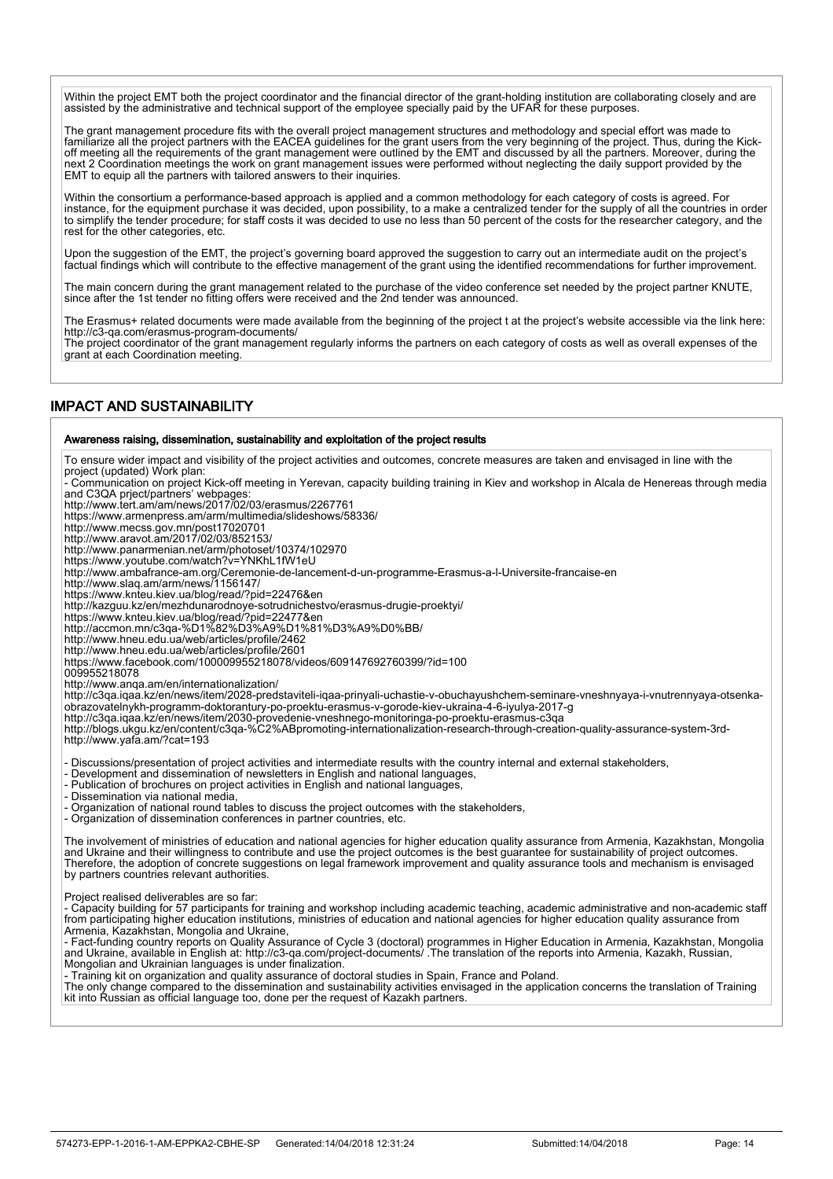Within the project EMT both the project coordinator and the financial director of the grant-holding institution are collaborating closely and are assisted by the administrative and technical support of the employee specially paid by the UFAR for these purposes.

The grant management procedure fits with the overall project management structures and methodology and special effort was made to familiarize all the project partners with the EACEA guidelines for the grant users from the very beginning of the project. Thus, during the Kick-off meeting all the requirements of the grant management were outlined by the EMT and discussed by all the partners. Moreover, during the next 2 Coordination meetings the work on grant management issues were performed without neglecting the daily support provided by the EMT to equip all the partners with tailored answers to their inquiries.

Within the consortium a performance-based approach is applied and a common methodology for each category of costs is agreed. For instance, for the equipment purchase it was decided, upon possibility, to a make a centralized tender for the supply of all the countries in order to simplify the tender procedure; for staff costs it was decided to use no less than 50 percent of the costs for the researcher category, and the rest for the other categories, etc.

Upon the suggestion of the EMT, the project's governing board approved the suggestion to carry out an intermediate audit on the project's factual findings which will contribute to the effective management of the grant using the identified recommendations for further improvement.

The main concern during the grant management related to the purchase of the video conference set needed by the project partner KNUTE, since after the 1st tender no fitting offers were received and the 2nd tender was announced.

The Erasmus+ related documents were made available from the beginning of the project t at the project's website accessible via the link here: http://c3-qa.com/erasmus-program-documents/
The project coordinator of the grant management regularly informs the partners on each category of costs as well as overall expenses of the grant at each Coordination meeting.

## IMPACT AND SUSTAINABILITY

### Awareness raising, dissemination, sustainability and exploitation of the project results

To ensure wider impact and visibility of the project activities and outcomes, concrete measures are taken and envisaged in line with the project (updated) Work plan:
- Communication on project Kick-off meeting in Yerevan, capacity building training in Kiev and workshop in Alcala de Henereas through media and C3QA prject/partners' webpages:
http://www.tert.am/am/news/2017/02/03/erasmus/2267761
https://www.armenpress.am/arm/multimedia/slideshows/58336/
http://www.mecss.gov.mn/post17020701
http://www.aravot.am/2017/02/03/852153/
http://www.panarmenian.net/arm/photoset/10374/102970
https://www.youtube.com/watch?v=YNKhL1fW1eU
http://www.ambafrance-am.org/Ceremonie-de-lancement-d-un-programme-Erasmus-a-l-Universite-francaise-en
http://www.slaq.am/arm/news/1156147/
https://www.knteu.kiev.ua/blog/read/?pid=22476&en
http://kazguu.kz/en/mezhdunarodnoye-sotrudnichestvo/erasmus-drugie-proektyi/
https://www.knteu.kiev.ua/blog/read/?pid=22477&en
http://accmon.mn/c3qa-%D1%82%D3%A9%D1%81%D3%A9%D0%BB/
http://www.hneu.edu.ua/web/articles/profile/2462
http://www.hneu.edu.ua/web/articles/profile/2601
https://www.facebook.com/100009955218078/videos/609147692760399/?id=100
009955218078
http://www.anqa.am/en/internationalization/
http://c3qa.iqaa.kz/en/news/item/2028-predstaviteli-iqaa-prinyali-uchastie-v-obuchayushchem-seminare-vneshnyaya-i-vnutrennyaya-otsenka-obrazovatelnykh-programm-doktorantury-po-proektu-erasmus-v-gorode-kiev-ukraina-4-6-iyulya-2017-g
http://c3qa.iqaa.kz/en/news/item/2030-provedenie-vneshnego-monitoringa-po-proektu-erasmus-c3qa
http://blogs.ukgu.kz/en/content/c3qa-%C2%ABpromoting-internationalization-research-through-creation-quality-assurance-system-3rd-
http://www.yafa.am/?cat=193

- Discussions/presentation of project activities and intermediate results with the country internal and external stakeholders,
- Development and dissemination of newsletters in English and national languages,
- Publication of brochures on project activities in English and national languages,
- Dissemination via national media,
- Organization of national round tables to discuss the project outcomes with the stakeholders,
- Organization of dissemination conferences in partner countries, etc.

The involvement of ministries of education and national agencies for higher education quality assurance from Armenia, Kazakhstan, Mongolia and Ukraine and their willingness to contribute and use the project outcomes is the best guarantee for sustainability of project outcomes. Therefore, the adoption of concrete suggestions on legal framework improvement and quality assurance tools and mechanism is envisaged by partners countries relevant authorities.

Project realised deliverables are so far:
- Capacity building for 57 participants for training and workshop including academic teaching, academic administrative and non-academic staff from participating higher education institutions, ministries of education and national agencies for higher education quality assurance from Armenia, Kazakhstan, Mongolia and Ukraine,
- Fact-funding country reports on Quality Assurance of Cycle 3 (doctoral) programmes in Higher Education in Armenia, Kazakhstan, Mongolia and Ukraine, available in English at: http://c3-qa.com/project-documents/ .The translation of the reports into Armenia, Kazakh, Russian, Mongolian and Ukrainian languages is under finalization.
- Training kit on organization and quality assurance of doctoral studies in Spain, France and Poland.
The only change compared to the dissemination and sustainability activities envisaged in the application concerns the translation of Training kit into Russian as official language too, done per the request of Kazakh partners.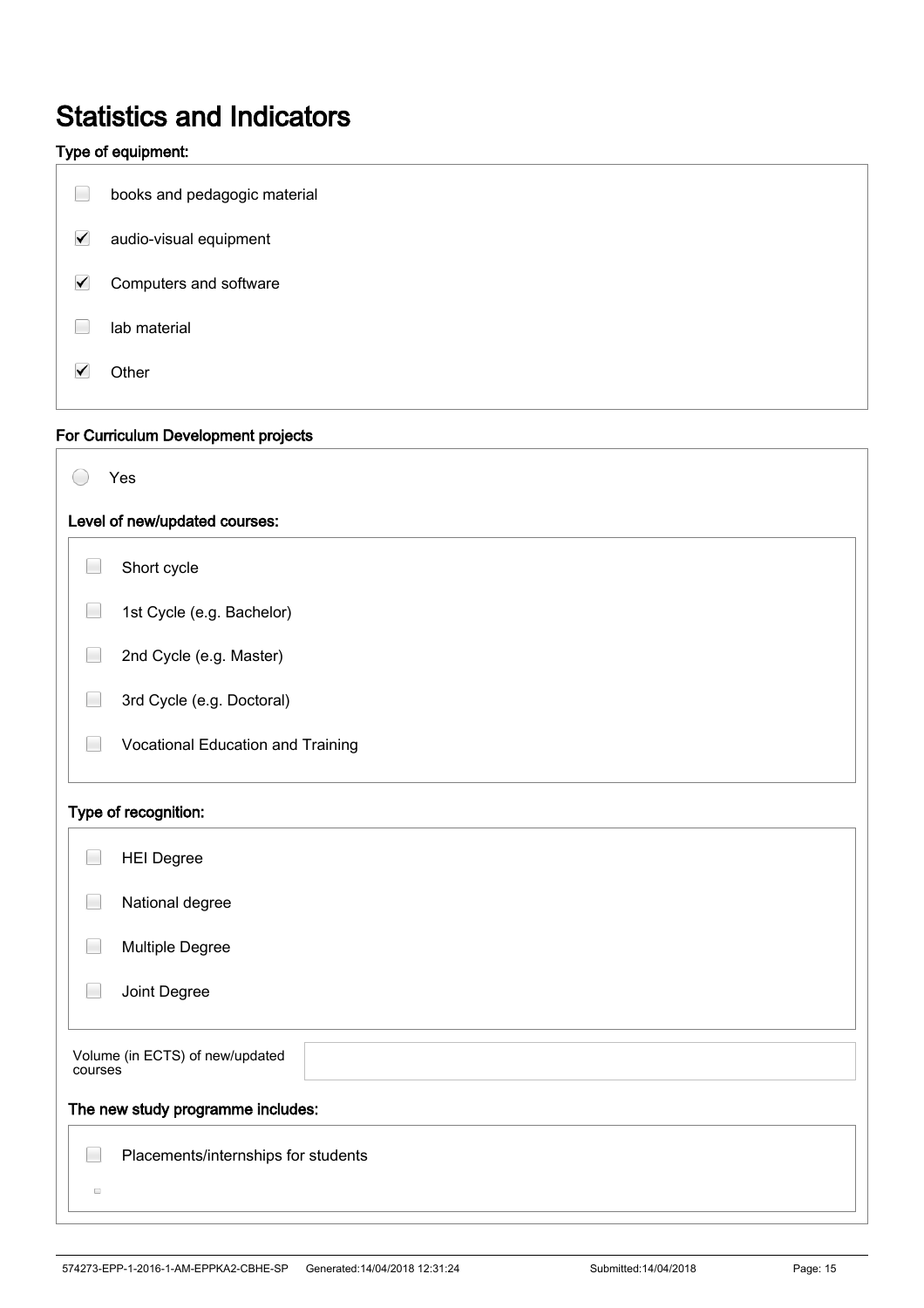# Statistics and Indicators

### Type of equipment:

- [ ] books and pedagogic material
- [x] audio-visual equipment
- [x] Computers and software
- [ ] lab material
- [x] Other

### For Curriculum Development projects

- ( ) Yes

#### Level of new/updated courses:

- [ ] Short cycle
- [ ] 1st Cycle (e.g. Bachelor)
- [ ] 2nd Cycle (e.g. Master)
- [ ] 3rd Cycle (e.g. Doctoral)
- [ ] Vocational Education and Training

#### Type of recognition:

- [ ] HEI Degree
- [ ] National degree
- [ ] Multiple Degree
- [ ] Joint Degree

| Volume (in ECTS) of new/updated courses | |
| --- | --- |

#### The new study programme includes:

- [ ] Placements/internships for students
- [ ]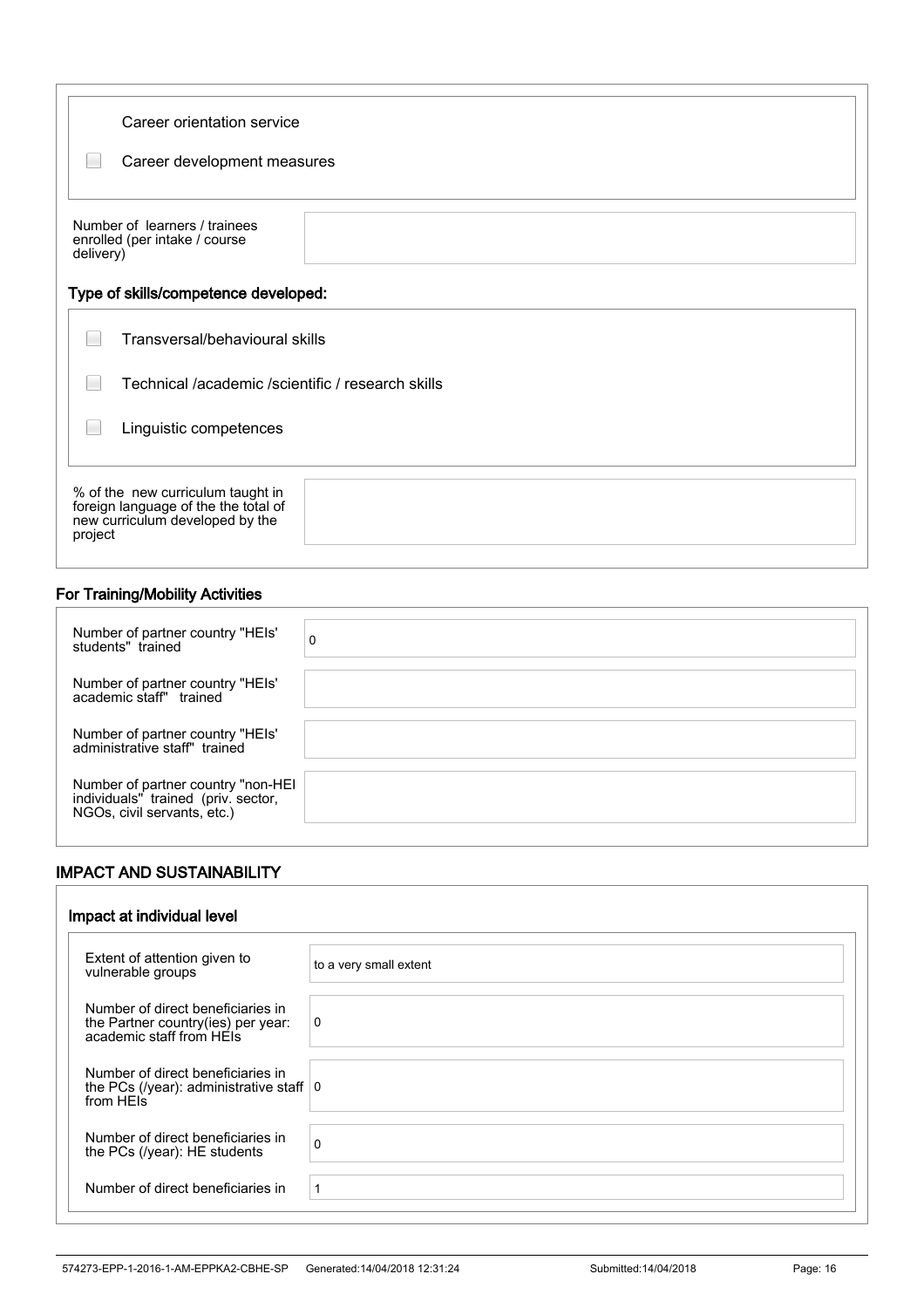Career orientation service

- [ ] Career development measures

| Number of learners / trainees enrolled (per intake / course delivery) | |
|---|---|

### Type of skills/competence developed:

- [ ] Transversal/behavioural skills
- [ ] Technical /academic /scientific / research skills
- [ ] Linguistic competences

| % of the new curriculum taught in foreign language of the the total of new curriculum developed by the project | |
|---|---|

### For Training/Mobility Activities

| | |
|---|---|
| Number of partner country "HEIs' students" trained | 0 |
| Number of partner country "HEIs' academic staff" trained | |
| Number of partner country "HEIs' administrative staff" trained | |
| Number of partner country "non-HEI individuals" trained (priv. sector, NGOs, civil servants, etc.) | |

## IMPACT AND SUSTAINABILITY

### Impact at individual level

| | |
|---|---|
| Extent of attention given to vulnerable groups | to a very small extent |
| Number of direct beneficiaries in the Partner country(ies) per year: academic staff from HEIs | 0 |
| Number of direct beneficiaries in the PCs (/year): administrative staff from HEIs | 0 |
| Number of direct beneficiaries in the PCs (/year): HE students | 0 |
| Number of direct beneficiaries in | 1 |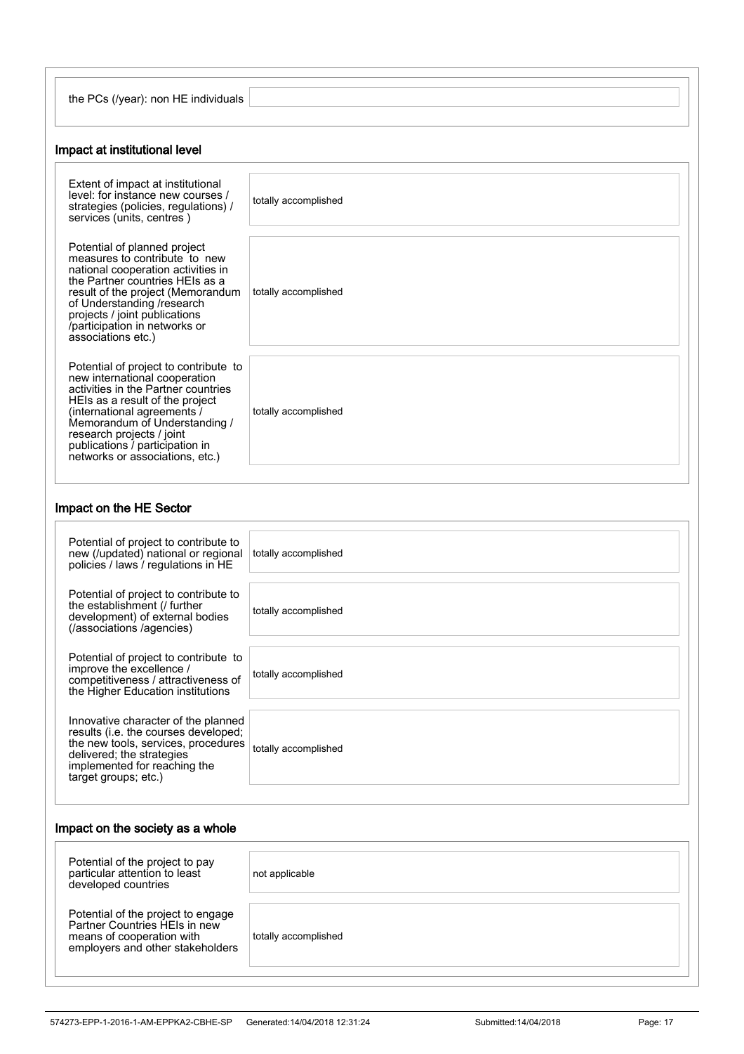| | |
|---|---|
| the PCs (/year): non HE individuals | |

## Impact at institutional level

| | |
|---|---|
| Extent of impact at institutional level: for instance new courses / strategies (policies, regulations) / services (units, centres ) | totally accomplished |
| Potential of planned project measures to contribute to new national cooperation activities in the Partner countries HEIs as a result of the project (Memorandum of Understanding /research projects / joint publications /participation in networks or associations etc.) | totally accomplished |
| Potential of project to contribute to new international cooperation activities in the Partner countries HEIs as a result of the project (international agreements / Memorandum of Understanding / research projects / joint publications / participation in networks or associations, etc.) | totally accomplished |

## Impact on the HE Sector

| | |
|---|---|
| Potential of project to contribute to new (/updated) national or regional policies / laws / regulations in HE | totally accomplished |
| Potential of project to contribute to the establishment (/ further development) of external bodies (/associations /agencies) | totally accomplished |
| Potential of project to contribute to improve the excellence / competitiveness / attractiveness of the Higher Education institutions | totally accomplished |
| Innovative character of the planned results (i.e. the courses developed; the new tools, services, procedures delivered; the strategies implemented for reaching the target groups; etc.) | totally accomplished |

## Impact on the society as a whole

| | |
|---|---|
| Potential of the project to pay particular attention to least developed countries | not applicable |
| Potential of the project to engage Partner Countries HEIs in new means of cooperation with employers and other stakeholders | totally accomplished |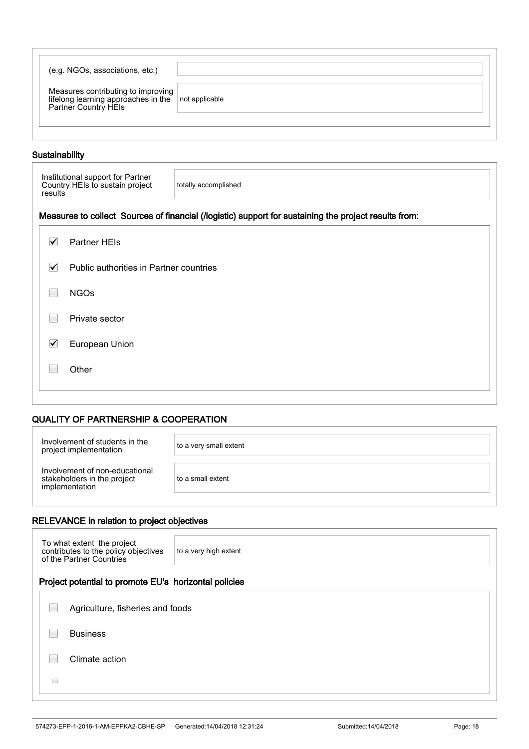| | |
|---|---|
| (e.g. NGOs, associations, etc.) | |
| Measures contributing to improving lifelong learning approaches in the Partner Country HEIs | not applicable |

## Sustainability

| | |
|---|---|
| Institutional support for Partner Country HEIs to sustain project results | totally accomplished |

### Measures to collect Sources of financial (/logistic) support for sustaining the project results from:

- [x] Partner HEIs
- [x] Public authorities in Partner countries
- [ ] NGOs
- [ ] Private sector
- [x] European Union
- [ ] Other

## QUALITY OF PARTNERSHIP & COOPERATION

| | |
|---|---|
| Involvement of students in the project implementation | to a very small extent |
| Involvement of non-educational stakeholders in the project implementation | to a small extent |

## RELEVANCE in relation to project objectives

| | |
|---|---|
| To what extent the project contributes to the policy objectives of the Partner Countries | to a very high extent |

### Project potential to promote EU's horizontal policies

- [ ] Agriculture, fisheries and foods
- [ ] Business
- [ ] Climate action
- [ ]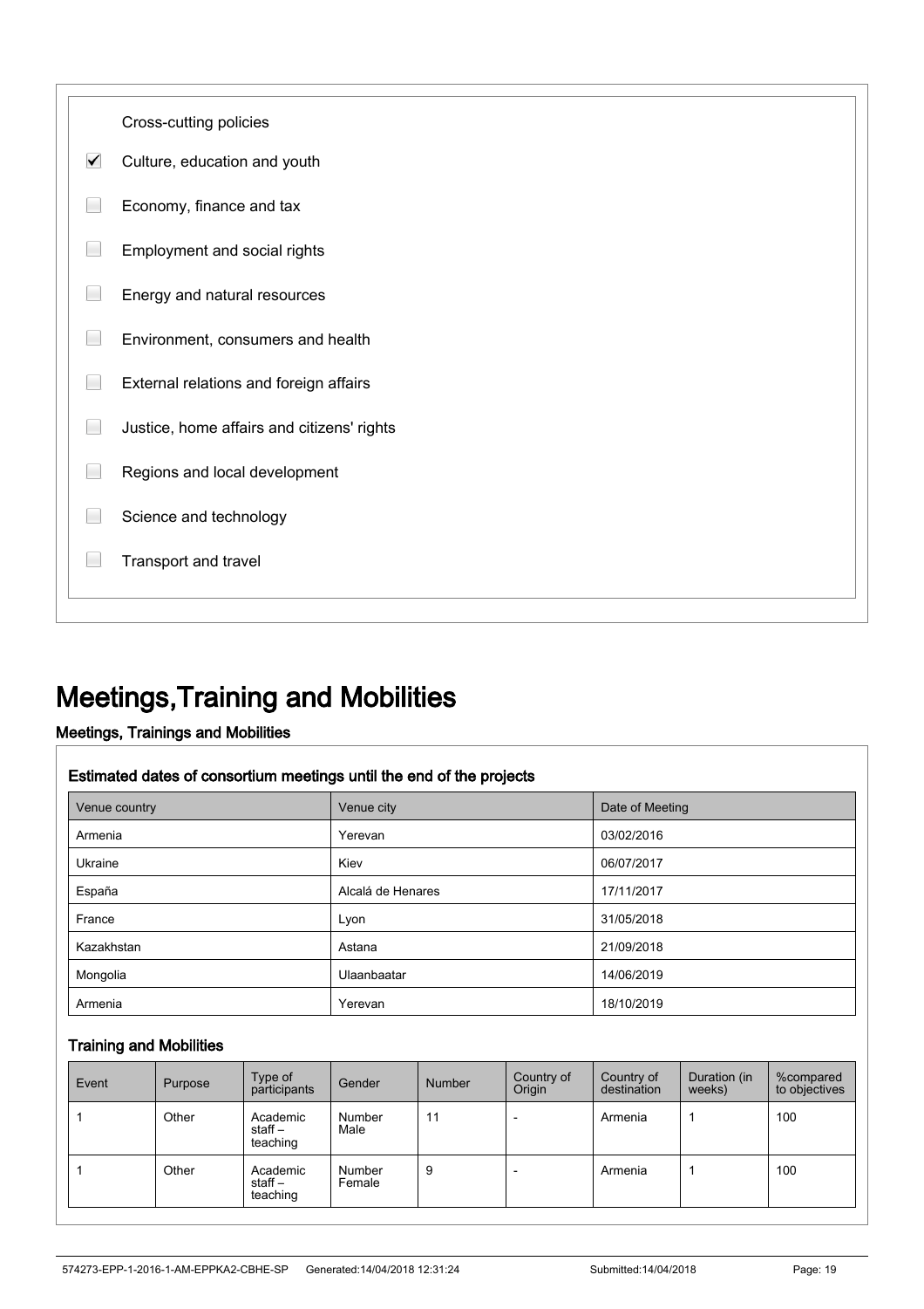Cross-cutting policies

- [x] Culture, education and youth
- [ ] Economy, finance and tax
- [ ] Employment and social rights
- [ ] Energy and natural resources
- [ ] Environment, consumers and health
- [ ] External relations and foreign affairs
- [ ] Justice, home affairs and citizens' rights
- [ ] Regions and local development
- [ ] Science and technology
- [ ] Transport and travel

# Meetings,Training and Mobilities

## Meetings, Trainings and Mobilities

### Estimated dates of consortium meetings until the end of the projects

| Venue country | Venue city | Date of Meeting |
|---|---|---|
| Armenia | Yerevan | 03/02/2016 |
| Ukraine | Kiev | 06/07/2017 |
| España | Alcalá de Henares | 17/11/2017 |
| France | Lyon | 31/05/2018 |
| Kazakhstan | Astana | 21/09/2018 |
| Mongolia | Ulaanbaatar | 14/06/2019 |
| Armenia | Yerevan | 18/10/2019 |

### Training and Mobilities

| Event | Purpose | Type of participants | Gender | Number | Country of Origin | Country of destination | Duration (in weeks) | %compared to objectives |
|---|---|---|---|---|---|---|---|---|
| 1 | Other | Academic staff – teaching | Number Male | 11 | - | Armenia | 1 | 100 |
| 1 | Other | Academic staff – teaching | Number Female | 9 | - | Armenia | 1 | 100 |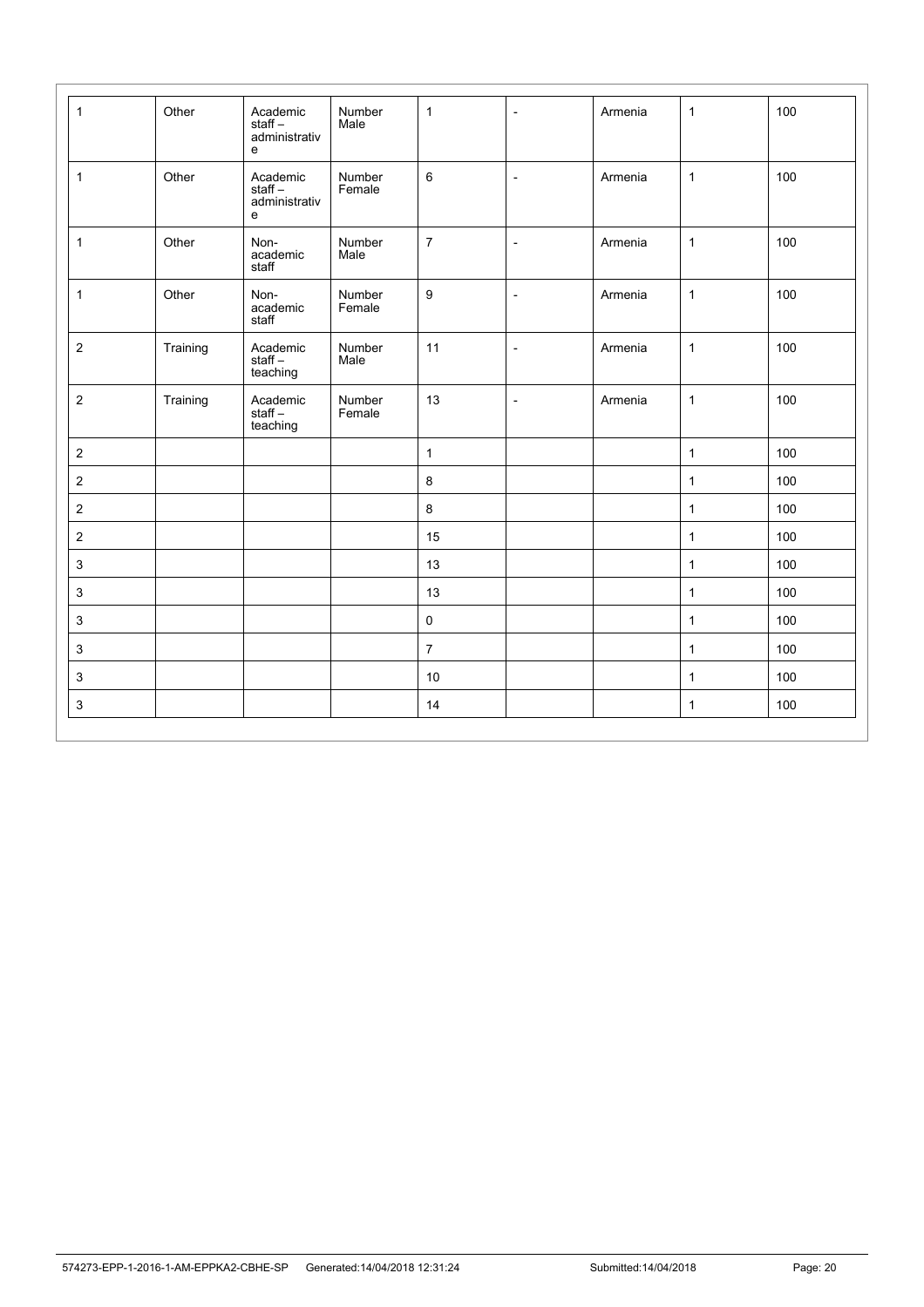| | | | | | | | | |
|---|---|---|---|---|---|---|---|---|
| 1 | Other | Academic staff – administrative | Number Male | 1 | - | Armenia | 1 | 100 |
| 1 | Other | Academic staff – administrative | Number Female | 6 | - | Armenia | 1 | 100 |
| 1 | Other | Non-academic staff | Number Male | 7 | - | Armenia | 1 | 100 |
| 1 | Other | Non-academic staff | Number Female | 9 | - | Armenia | 1 | 100 |
| 2 | Training | Academic staff – teaching | Number Male | 11 | - | Armenia | 1 | 100 |
| 2 | Training | Academic staff – teaching | Number Female | 13 | - | Armenia | 1 | 100 |
| 2 | | | | 1 | | | 1 | 100 |
| 2 | | | | 8 | | | 1 | 100 |
| 2 | | | | 8 | | | 1 | 100 |
| 2 | | | | 15 | | | 1 | 100 |
| 3 | | | | 13 | | | 1 | 100 |
| 3 | | | | 13 | | | 1 | 100 |
| 3 | | | | 0 | | | 1 | 100 |
| 3 | | | | 7 | | | 1 | 100 |
| 3 | | | | 10 | | | 1 | 100 |
| 3 | | | | 14 | | | 1 | 100 |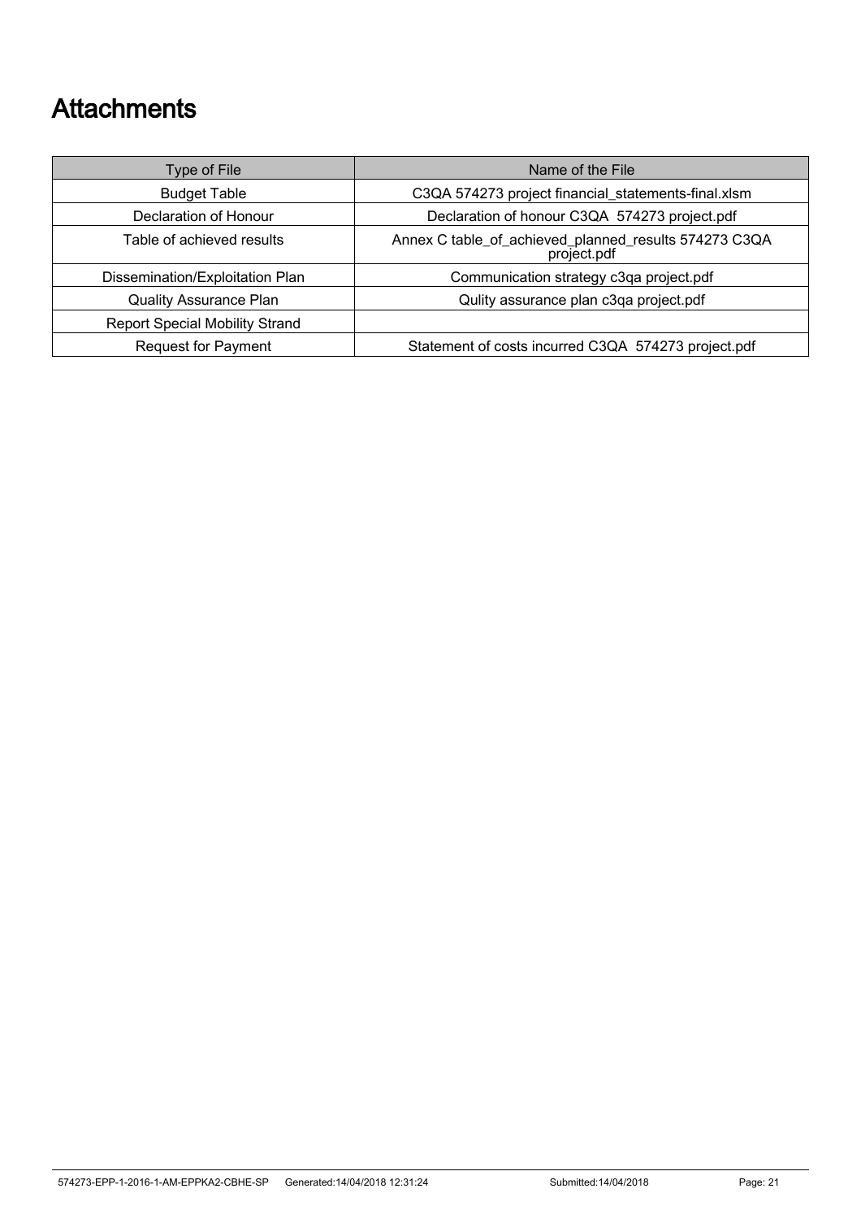# Attachments

| Type of File | Name of the File |
|---|---|
| Budget Table | C3QA 574273 project financial_statements-final.xlsm |
| Declaration of Honour | Declaration of honour C3QA  574273 project.pdf |
| Table of achieved results | Annex C table_of_achieved_planned_results 574273 C3QA project.pdf |
| Dissemination/Exploitation Plan | Communication strategy c3qa project.pdf |
| Quality Assurance Plan | Qulity assurance plan c3qa project.pdf |
| Report Special Mobility Strand | |
| Request for Payment | Statement of costs incurred C3QA  574273 project.pdf |